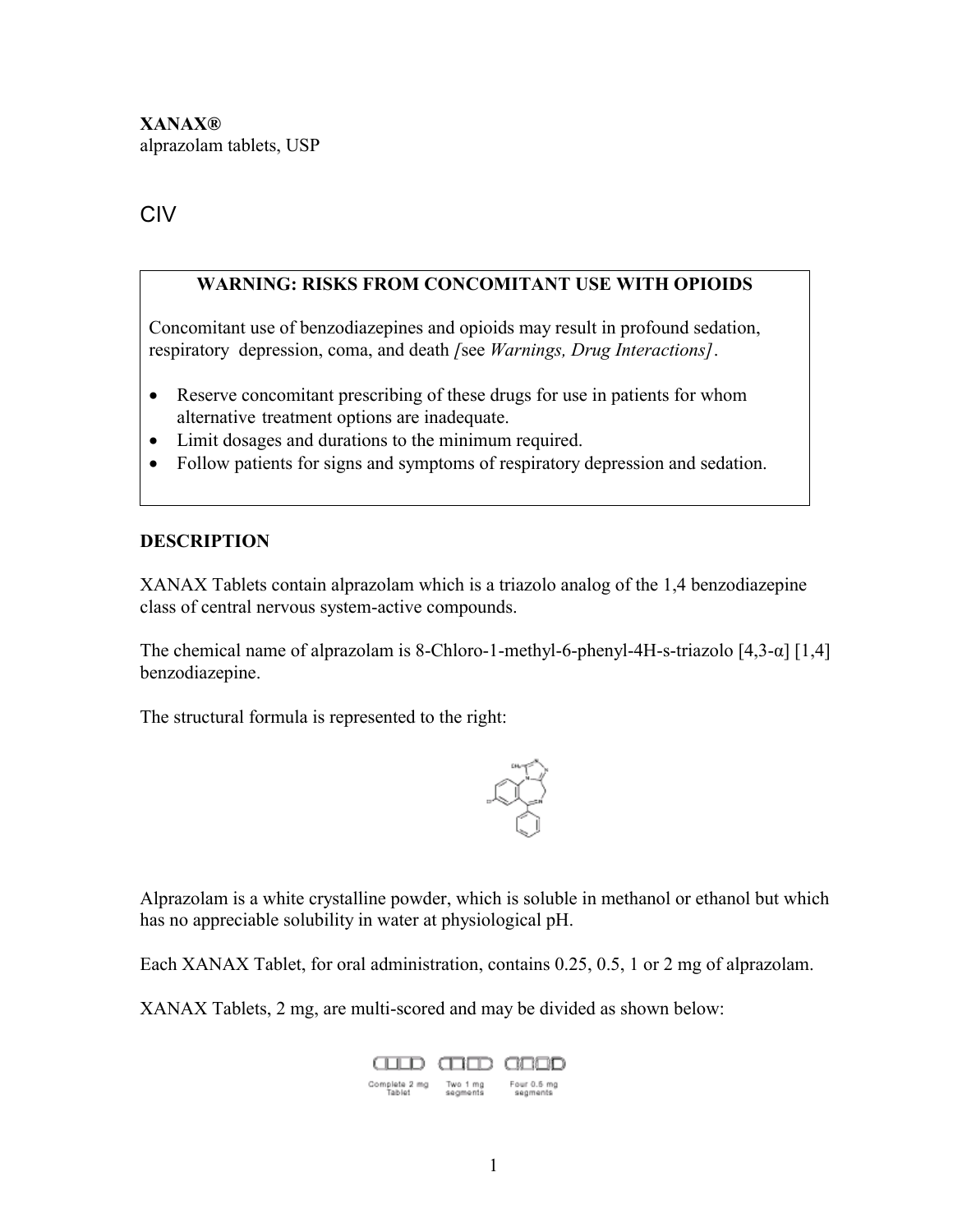**XANAX®**
alprazolam tablets, USP

CIV

> **WARNING: RISKS FROM CONCOMITANT USE WITH OPIOIDS**
>
> Concomitant use of benzodiazepines and opioids may result in profound sedation, respiratory depression, coma, and death *[*see *Warnings, Drug Interactions]*.
>
> - Reserve concomitant prescribing of these drugs for use in patients for whom alternative treatment options are inadequate.
> - Limit dosages and durations to the minimum required.
> - Follow patients for signs and symptoms of respiratory depression and sedation.

## DESCRIPTION

XANAX Tablets contain alprazolam which is a triazolo analog of the 1,4 benzodiazepine class of central nervous system-active compounds.

The chemical name of alprazolam is 8-Chloro-1-methyl-6-phenyl-4H-s-triazolo [4,3-α] [1,4] benzodiazepine.

The structural formula is represented to the right:

Alprazolam is a white crystalline powder, which is soluble in methanol or ethanol but which has no appreciable solubility in water at physiological pH.

Each XANAX Tablet, for oral administration, contains 0.25, 0.5, 1 or 2 mg of alprazolam.

XANAX Tablets, 2 mg, are multi-scored and may be divided as shown below:

Complete 2 mg Tablet   Two 1 mg segments   Four 0.5 mg segments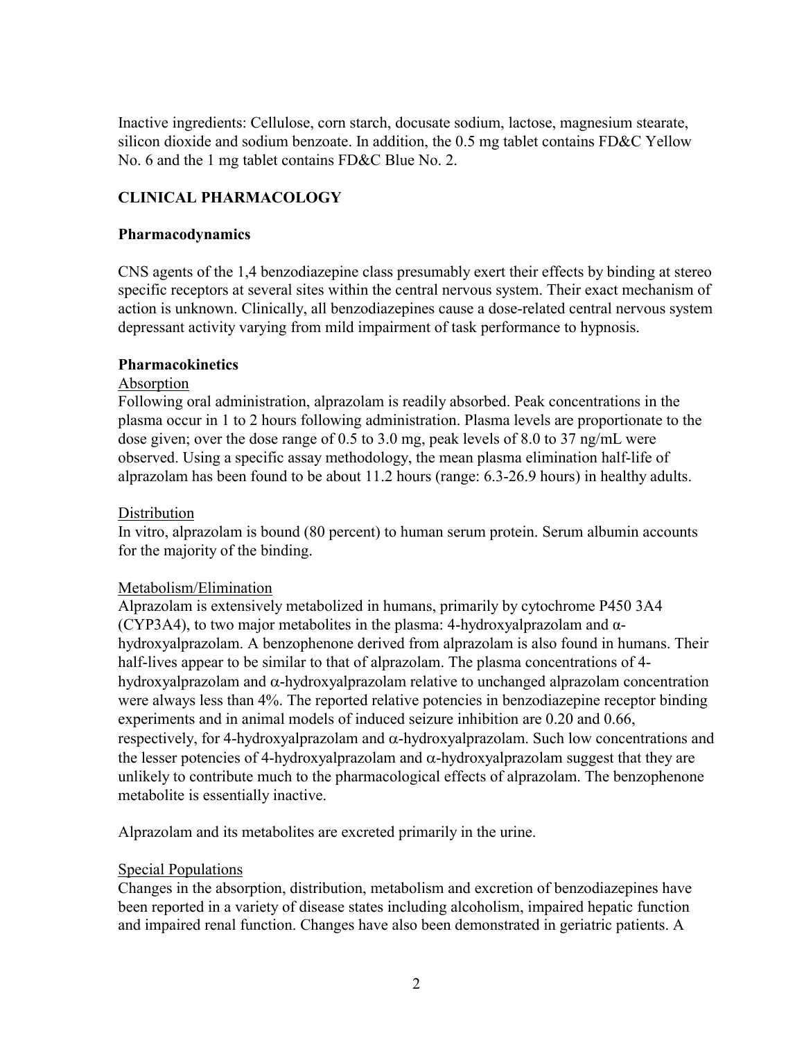Inactive ingredients: Cellulose, corn starch, docusate sodium, lactose, magnesium stearate, silicon dioxide and sodium benzoate. In addition, the 0.5 mg tablet contains FD&C Yellow No. 6 and the 1 mg tablet contains FD&C Blue No. 2.

## CLINICAL PHARMACOLOGY

### Pharmacodynamics

CNS agents of the 1,4 benzodiazepine class presumably exert their effects by binding at stereo specific receptors at several sites within the central nervous system. Their exact mechanism of action is unknown. Clinically, all benzodiazepines cause a dose-related central nervous system depressant activity varying from mild impairment of task performance to hypnosis.

### Pharmacokinetics

Absorption

Following oral administration, alprazolam is readily absorbed. Peak concentrations in the plasma occur in 1 to 2 hours following administration. Plasma levels are proportionate to the dose given; over the dose range of 0.5 to 3.0 mg, peak levels of 8.0 to 37 ng/mL were observed. Using a specific assay methodology, the mean plasma elimination half-life of alprazolam has been found to be about 11.2 hours (range: 6.3-26.9 hours) in healthy adults.

Distribution

In vitro, alprazolam is bound (80 percent) to human serum protein. Serum albumin accounts for the majority of the binding.

Metabolism/Elimination

Alprazolam is extensively metabolized in humans, primarily by cytochrome P450 3A4 (CYP3A4), to two major metabolites in the plasma: 4-hydroxyalprazolam and α-hydroxyalprazolam. A benzophenone derived from alprazolam is also found in humans. Their half-lives appear to be similar to that of alprazolam. The plasma concentrations of 4-hydroxyalprazolam and α-hydroxyalprazolam relative to unchanged alprazolam concentration were always less than 4%. The reported relative potencies in benzodiazepine receptor binding experiments and in animal models of induced seizure inhibition are 0.20 and 0.66, respectively, for 4-hydroxyalprazolam and α-hydroxyalprazolam. Such low concentrations and the lesser potencies of 4-hydroxyalprazolam and α-hydroxyalprazolam suggest that they are unlikely to contribute much to the pharmacological effects of alprazolam. The benzophenone metabolite is essentially inactive.

Alprazolam and its metabolites are excreted primarily in the urine.

Special Populations

Changes in the absorption, distribution, metabolism and excretion of benzodiazepines have been reported in a variety of disease states including alcoholism, impaired hepatic function and impaired renal function. Changes have also been demonstrated in geriatric patients. A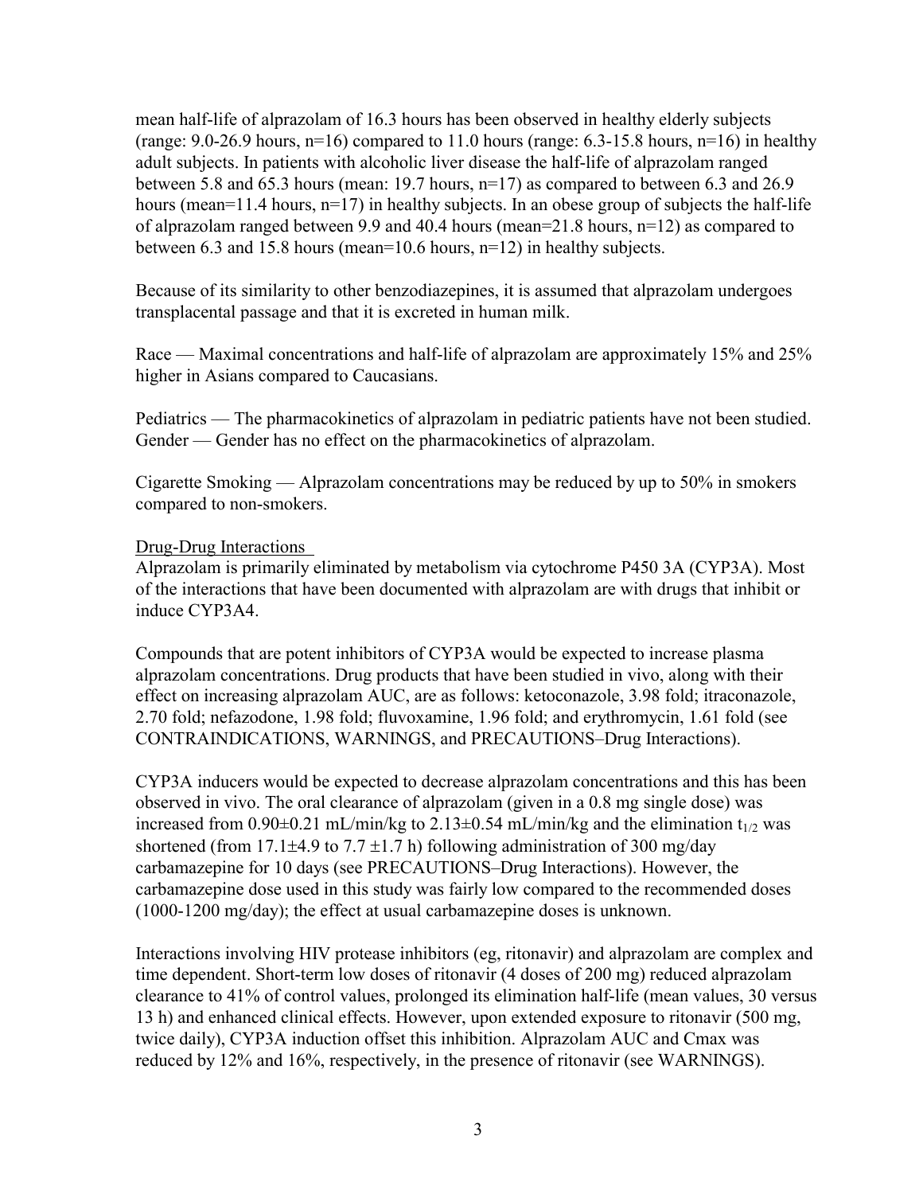mean half-life of alprazolam of 16.3 hours has been observed in healthy elderly subjects (range: 9.0-26.9 hours, n=16) compared to 11.0 hours (range: 6.3-15.8 hours, n=16) in healthy adult subjects. In patients with alcoholic liver disease the half-life of alprazolam ranged between 5.8 and 65.3 hours (mean: 19.7 hours, n=17) as compared to between 6.3 and 26.9 hours (mean=11.4 hours, n=17) in healthy subjects. In an obese group of subjects the half-life of alprazolam ranged between 9.9 and 40.4 hours (mean=21.8 hours, n=12) as compared to between 6.3 and 15.8 hours (mean=10.6 hours, n=12) in healthy subjects.

Because of its similarity to other benzodiazepines, it is assumed that alprazolam undergoes transplacental passage and that it is excreted in human milk.

Race — Maximal concentrations and half-life of alprazolam are approximately 15% and 25% higher in Asians compared to Caucasians.

Pediatrics — The pharmacokinetics of alprazolam in pediatric patients have not been studied.
Gender — Gender has no effect on the pharmacokinetics of alprazolam.

Cigarette Smoking — Alprazolam concentrations may be reduced by up to 50% in smokers compared to non-smokers.

Drug-Drug Interactions

Alprazolam is primarily eliminated by metabolism via cytochrome P450 3A (CYP3A). Most of the interactions that have been documented with alprazolam are with drugs that inhibit or induce CYP3A4.

Compounds that are potent inhibitors of CYP3A would be expected to increase plasma alprazolam concentrations. Drug products that have been studied in vivo, along with their effect on increasing alprazolam AUC, are as follows: ketoconazole, 3.98 fold; itraconazole, 2.70 fold; nefazodone, 1.98 fold; fluvoxamine, 1.96 fold; and erythromycin, 1.61 fold (see CONTRAINDICATIONS, WARNINGS, and PRECAUTIONS–Drug Interactions).

CYP3A inducers would be expected to decrease alprazolam concentrations and this has been observed in vivo. The oral clearance of alprazolam (given in a 0.8 mg single dose) was increased from 0.90±0.21 mL/min/kg to 2.13±0.54 mL/min/kg and the elimination $t_{1/2}$ was shortened (from 17.1±4.9 to 7.7 ±1.7 h) following administration of 300 mg/day carbamazepine for 10 days (see PRECAUTIONS–Drug Interactions). However, the carbamazepine dose used in this study was fairly low compared to the recommended doses (1000-1200 mg/day); the effect at usual carbamazepine doses is unknown.

Interactions involving HIV protease inhibitors (eg, ritonavir) and alprazolam are complex and time dependent. Short-term low doses of ritonavir (4 doses of 200 mg) reduced alprazolam clearance to 41% of control values, prolonged its elimination half-life (mean values, 30 versus 13 h) and enhanced clinical effects. However, upon extended exposure to ritonavir (500 mg, twice daily), CYP3A induction offset this inhibition. Alprazolam AUC and Cmax was reduced by 12% and 16%, respectively, in the presence of ritonavir (see WARNINGS).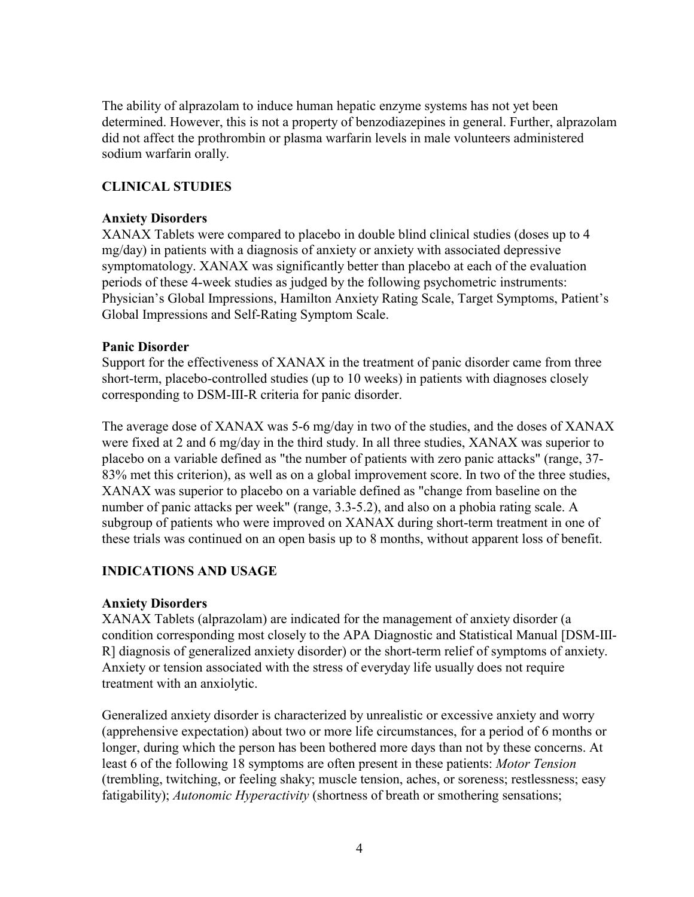The ability of alprazolam to induce human hepatic enzyme systems has not yet been determined. However, this is not a property of benzodiazepines in general. Further, alprazolam did not affect the prothrombin or plasma warfarin levels in male volunteers administered sodium warfarin orally.

## CLINICAL STUDIES

### Anxiety Disorders

XANAX Tablets were compared to placebo in double blind clinical studies (doses up to 4 mg/day) in patients with a diagnosis of anxiety or anxiety with associated depressive symptomatology. XANAX was significantly better than placebo at each of the evaluation periods of these 4-week studies as judged by the following psychometric instruments: Physician's Global Impressions, Hamilton Anxiety Rating Scale, Target Symptoms, Patient's Global Impressions and Self-Rating Symptom Scale.

### Panic Disorder

Support for the effectiveness of XANAX in the treatment of panic disorder came from three short-term, placebo-controlled studies (up to 10 weeks) in patients with diagnoses closely corresponding to DSM-III-R criteria for panic disorder.

The average dose of XANAX was 5-6 mg/day in two of the studies, and the doses of XANAX were fixed at 2 and 6 mg/day in the third study. In all three studies, XANAX was superior to placebo on a variable defined as "the number of patients with zero panic attacks" (range, 37-83% met this criterion), as well as on a global improvement score. In two of the three studies, XANAX was superior to placebo on a variable defined as "change from baseline on the number of panic attacks per week" (range, 3.3-5.2), and also on a phobia rating scale. A subgroup of patients who were improved on XANAX during short-term treatment in one of these trials was continued on an open basis up to 8 months, without apparent loss of benefit.

## INDICATIONS AND USAGE

### Anxiety Disorders

XANAX Tablets (alprazolam) are indicated for the management of anxiety disorder (a condition corresponding most closely to the APA Diagnostic and Statistical Manual [DSM-III-R] diagnosis of generalized anxiety disorder) or the short-term relief of symptoms of anxiety. Anxiety or tension associated with the stress of everyday life usually does not require treatment with an anxiolytic.

Generalized anxiety disorder is characterized by unrealistic or excessive anxiety and worry (apprehensive expectation) about two or more life circumstances, for a period of 6 months or longer, during which the person has been bothered more days than not by these concerns. At least 6 of the following 18 symptoms are often present in these patients: *Motor Tension* (trembling, twitching, or feeling shaky; muscle tension, aches, or soreness; restlessness; easy fatigability); *Autonomic Hyperactivity* (shortness of breath or smothering sensations;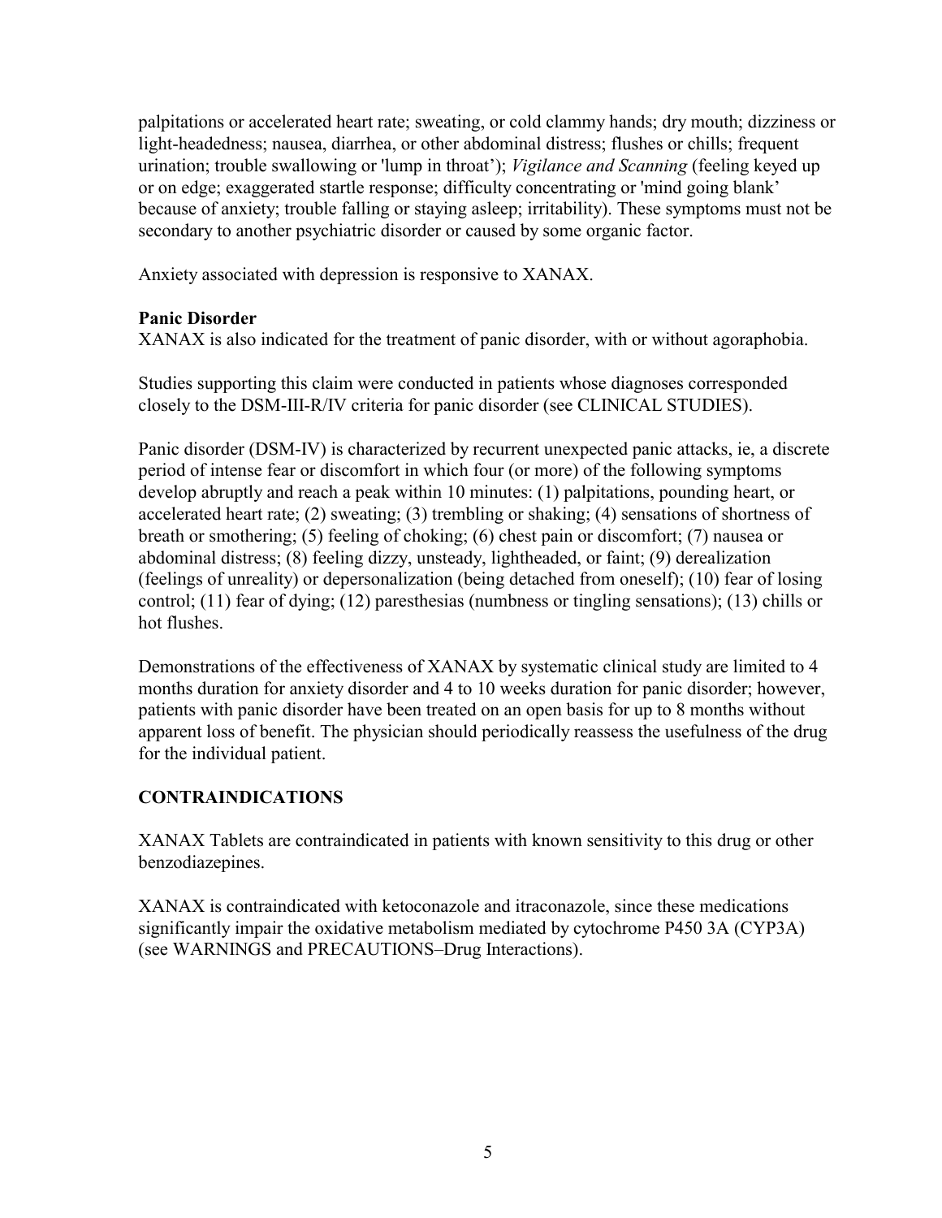palpitations or accelerated heart rate; sweating, or cold clammy hands; dry mouth; dizziness or light-headedness; nausea, diarrhea, or other abdominal distress; flushes or chills; frequent urination; trouble swallowing or 'lump in throat'); *Vigilance and Scanning* (feeling keyed up or on edge; exaggerated startle response; difficulty concentrating or 'mind going blank' because of anxiety; trouble falling or staying asleep; irritability). These symptoms must not be secondary to another psychiatric disorder or caused by some organic factor.

Anxiety associated with depression is responsive to XANAX.

**Panic Disorder**

XANAX is also indicated for the treatment of panic disorder, with or without agoraphobia.

Studies supporting this claim were conducted in patients whose diagnoses corresponded closely to the DSM-III-R/IV criteria for panic disorder (see CLINICAL STUDIES).

Panic disorder (DSM-IV) is characterized by recurrent unexpected panic attacks, ie, a discrete period of intense fear or discomfort in which four (or more) of the following symptoms develop abruptly and reach a peak within 10 minutes: (1) palpitations, pounding heart, or accelerated heart rate; (2) sweating; (3) trembling or shaking; (4) sensations of shortness of breath or smothering; (5) feeling of choking; (6) chest pain or discomfort; (7) nausea or abdominal distress; (8) feeling dizzy, unsteady, lightheaded, or faint; (9) derealization (feelings of unreality) or depersonalization (being detached from oneself); (10) fear of losing control; (11) fear of dying; (12) paresthesias (numbness or tingling sensations); (13) chills or hot flushes.

Demonstrations of the effectiveness of XANAX by systematic clinical study are limited to 4 months duration for anxiety disorder and 4 to 10 weeks duration for panic disorder; however, patients with panic disorder have been treated on an open basis for up to 8 months without apparent loss of benefit. The physician should periodically reassess the usefulness of the drug for the individual patient.

## CONTRAINDICATIONS

XANAX Tablets are contraindicated in patients with known sensitivity to this drug or other benzodiazepines.

XANAX is contraindicated with ketoconazole and itraconazole, since these medications significantly impair the oxidative metabolism mediated by cytochrome P450 3A (CYP3A) (see WARNINGS and PRECAUTIONS–Drug Interactions).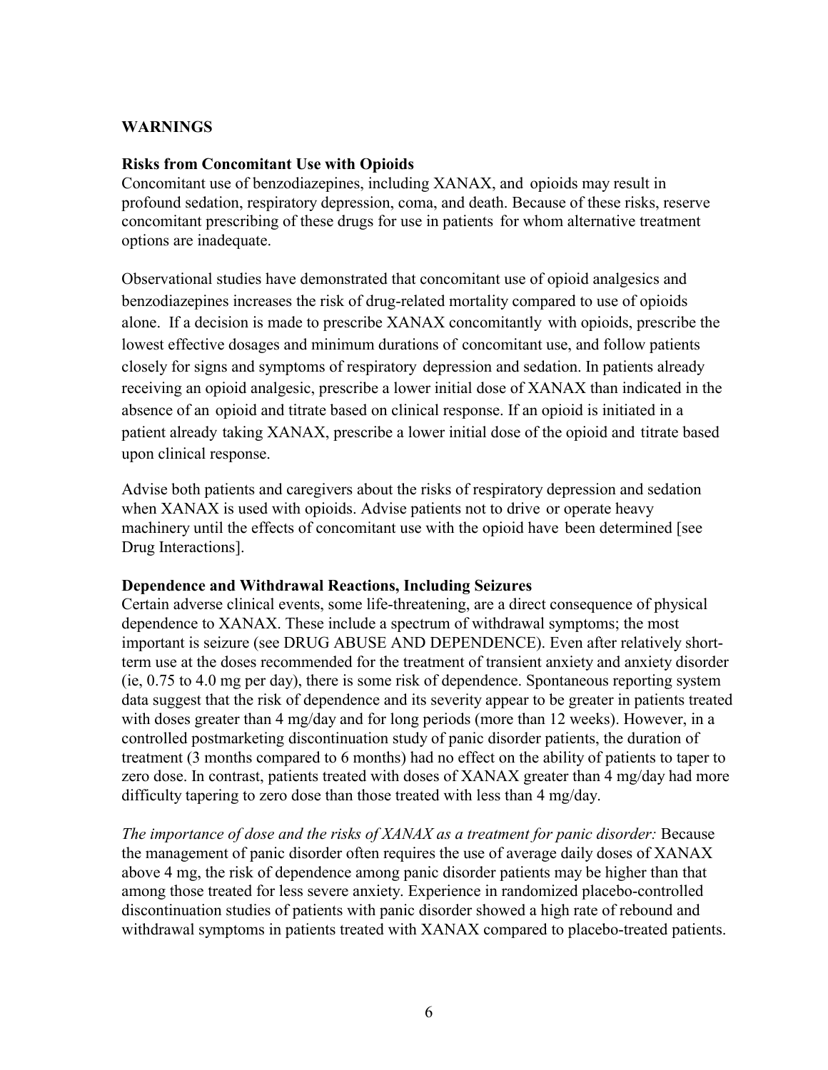## WARNINGS

### Risks from Concomitant Use with Opioids

Concomitant use of benzodiazepines, including XANAX, and opioids may result in profound sedation, respiratory depression, coma, and death. Because of these risks, reserve concomitant prescribing of these drugs for use in patients for whom alternative treatment options are inadequate.

Observational studies have demonstrated that concomitant use of opioid analgesics and benzodiazepines increases the risk of drug-related mortality compared to use of opioids alone. If a decision is made to prescribe XANAX concomitantly with opioids, prescribe the lowest effective dosages and minimum durations of concomitant use, and follow patients closely for signs and symptoms of respiratory depression and sedation. In patients already receiving an opioid analgesic, prescribe a lower initial dose of XANAX than indicated in the absence of an opioid and titrate based on clinical response. If an opioid is initiated in a patient already taking XANAX, prescribe a lower initial dose of the opioid and titrate based upon clinical response.

Advise both patients and caregivers about the risks of respiratory depression and sedation when XANAX is used with opioids. Advise patients not to drive or operate heavy machinery until the effects of concomitant use with the opioid have been determined [see Drug Interactions].

### Dependence and Withdrawal Reactions, Including Seizures

Certain adverse clinical events, some life-threatening, are a direct consequence of physical dependence to XANAX. These include a spectrum of withdrawal symptoms; the most important is seizure (see DRUG ABUSE AND DEPENDENCE). Even after relatively short-term use at the doses recommended for the treatment of transient anxiety and anxiety disorder (ie, 0.75 to 4.0 mg per day), there is some risk of dependence. Spontaneous reporting system data suggest that the risk of dependence and its severity appear to be greater in patients treated with doses greater than 4 mg/day and for long periods (more than 12 weeks). However, in a controlled postmarketing discontinuation study of panic disorder patients, the duration of treatment (3 months compared to 6 months) had no effect on the ability of patients to taper to zero dose. In contrast, patients treated with doses of XANAX greater than 4 mg/day had more difficulty tapering to zero dose than those treated with less than 4 mg/day.

*The importance of dose and the risks of XANAX as a treatment for panic disorder:* Because the management of panic disorder often requires the use of average daily doses of XANAX above 4 mg, the risk of dependence among panic disorder patients may be higher than that among those treated for less severe anxiety. Experience in randomized placebo-controlled discontinuation studies of patients with panic disorder showed a high rate of rebound and withdrawal symptoms in patients treated with XANAX compared to placebo-treated patients.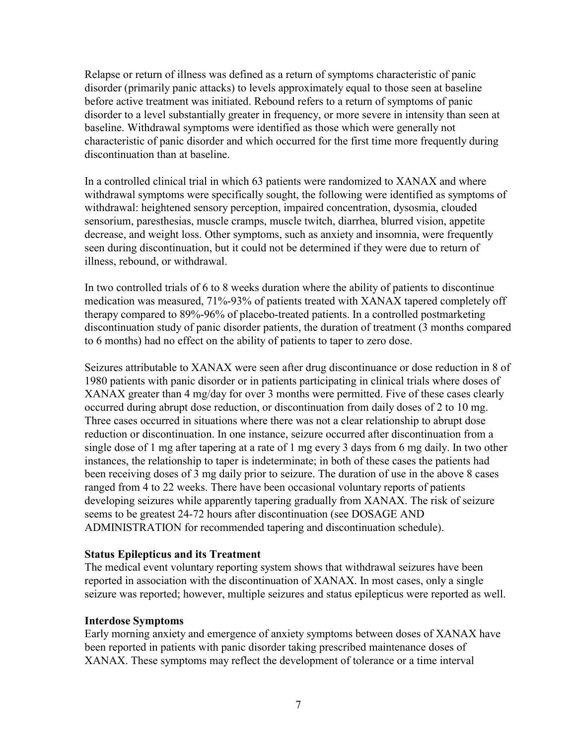Relapse or return of illness was defined as a return of symptoms characteristic of panic disorder (primarily panic attacks) to levels approximately equal to those seen at baseline before active treatment was initiated. Rebound refers to a return of symptoms of panic disorder to a level substantially greater in frequency, or more severe in intensity than seen at baseline. Withdrawal symptoms were identified as those which were generally not characteristic of panic disorder and which occurred for the first time more frequently during discontinuation than at baseline.

In a controlled clinical trial in which 63 patients were randomized to XANAX and where withdrawal symptoms were specifically sought, the following were identified as symptoms of withdrawal: heightened sensory perception, impaired concentration, dysosmia, clouded sensorium, paresthesias, muscle cramps, muscle twitch, diarrhea, blurred vision, appetite decrease, and weight loss. Other symptoms, such as anxiety and insomnia, were frequently seen during discontinuation, but it could not be determined if they were due to return of illness, rebound, or withdrawal.

In two controlled trials of 6 to 8 weeks duration where the ability of patients to discontinue medication was measured, 71%-93% of patients treated with XANAX tapered completely off therapy compared to 89%-96% of placebo-treated patients. In a controlled postmarketing discontinuation study of panic disorder patients, the duration of treatment (3 months compared to 6 months) had no effect on the ability of patients to taper to zero dose.

Seizures attributable to XANAX were seen after drug discontinuance or dose reduction in 8 of 1980 patients with panic disorder or in patients participating in clinical trials where doses of XANAX greater than 4 mg/day for over 3 months were permitted. Five of these cases clearly occurred during abrupt dose reduction, or discontinuation from daily doses of 2 to 10 mg. Three cases occurred in situations where there was not a clear relationship to abrupt dose reduction or discontinuation. In one instance, seizure occurred after discontinuation from a single dose of 1 mg after tapering at a rate of 1 mg every 3 days from 6 mg daily. In two other instances, the relationship to taper is indeterminate; in both of these cases the patients had been receiving doses of 3 mg daily prior to seizure. The duration of use in the above 8 cases ranged from 4 to 22 weeks. There have been occasional voluntary reports of patients developing seizures while apparently tapering gradually from XANAX. The risk of seizure seems to be greatest 24-72 hours after discontinuation (see DOSAGE AND ADMINISTRATION for recommended tapering and discontinuation schedule).

**Status Epilepticus and its Treatment**

The medical event voluntary reporting system shows that withdrawal seizures have been reported in association with the discontinuation of XANAX. In most cases, only a single seizure was reported; however, multiple seizures and status epilepticus were reported as well.

**Interdose Symptoms**

Early morning anxiety and emergence of anxiety symptoms between doses of XANAX have been reported in patients with panic disorder taking prescribed maintenance doses of XANAX. These symptoms may reflect the development of tolerance or a time interval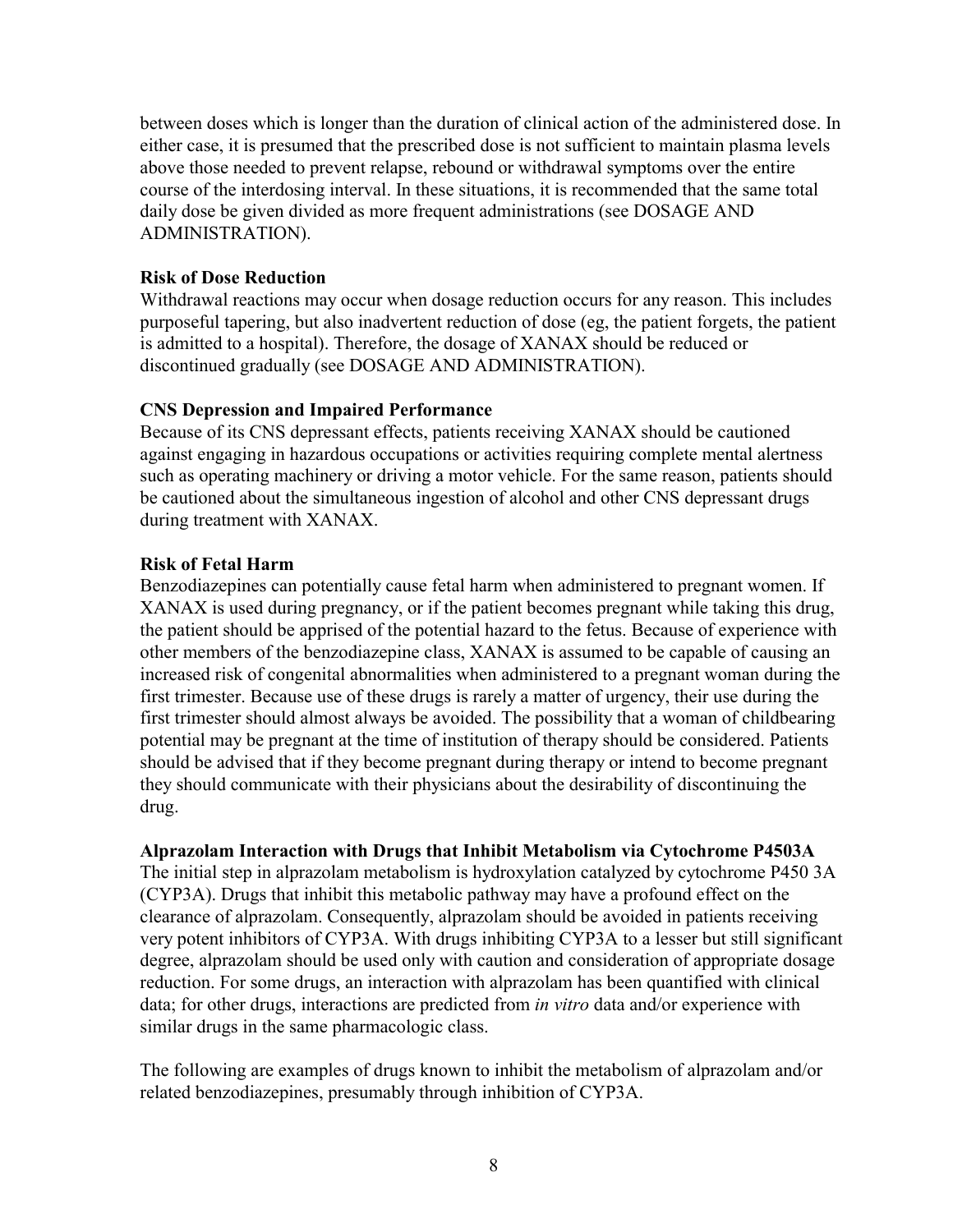between doses which is longer than the duration of clinical action of the administered dose. In either case, it is presumed that the prescribed dose is not sufficient to maintain plasma levels above those needed to prevent relapse, rebound or withdrawal symptoms over the entire course of the interdosing interval. In these situations, it is recommended that the same total daily dose be given divided as more frequent administrations (see DOSAGE AND ADMINISTRATION).

**Risk of Dose Reduction**

Withdrawal reactions may occur when dosage reduction occurs for any reason. This includes purposeful tapering, but also inadvertent reduction of dose (eg, the patient forgets, the patient is admitted to a hospital). Therefore, the dosage of XANAX should be reduced or discontinued gradually (see DOSAGE AND ADMINISTRATION).

**CNS Depression and Impaired Performance**

Because of its CNS depressant effects, patients receiving XANAX should be cautioned against engaging in hazardous occupations or activities requiring complete mental alertness such as operating machinery or driving a motor vehicle. For the same reason, patients should be cautioned about the simultaneous ingestion of alcohol and other CNS depressant drugs during treatment with XANAX.

**Risk of Fetal Harm**

Benzodiazepines can potentially cause fetal harm when administered to pregnant women. If XANAX is used during pregnancy, or if the patient becomes pregnant while taking this drug, the patient should be apprised of the potential hazard to the fetus. Because of experience with other members of the benzodiazepine class, XANAX is assumed to be capable of causing an increased risk of congenital abnormalities when administered to a pregnant woman during the first trimester. Because use of these drugs is rarely a matter of urgency, their use during the first trimester should almost always be avoided. The possibility that a woman of childbearing potential may be pregnant at the time of institution of therapy should be considered. Patients should be advised that if they become pregnant during therapy or intend to become pregnant they should communicate with their physicians about the desirability of discontinuing the drug.

**Alprazolam Interaction with Drugs that Inhibit Metabolism via Cytochrome P4503A**

The initial step in alprazolam metabolism is hydroxylation catalyzed by cytochrome P450 3A (CYP3A). Drugs that inhibit this metabolic pathway may have a profound effect on the clearance of alprazolam. Consequently, alprazolam should be avoided in patients receiving very potent inhibitors of CYP3A. With drugs inhibiting CYP3A to a lesser but still significant degree, alprazolam should be used only with caution and consideration of appropriate dosage reduction. For some drugs, an interaction with alprazolam has been quantified with clinical data; for other drugs, interactions are predicted from *in vitro* data and/or experience with similar drugs in the same pharmacologic class.

The following are examples of drugs known to inhibit the metabolism of alprazolam and/or related benzodiazepines, presumably through inhibition of CYP3A.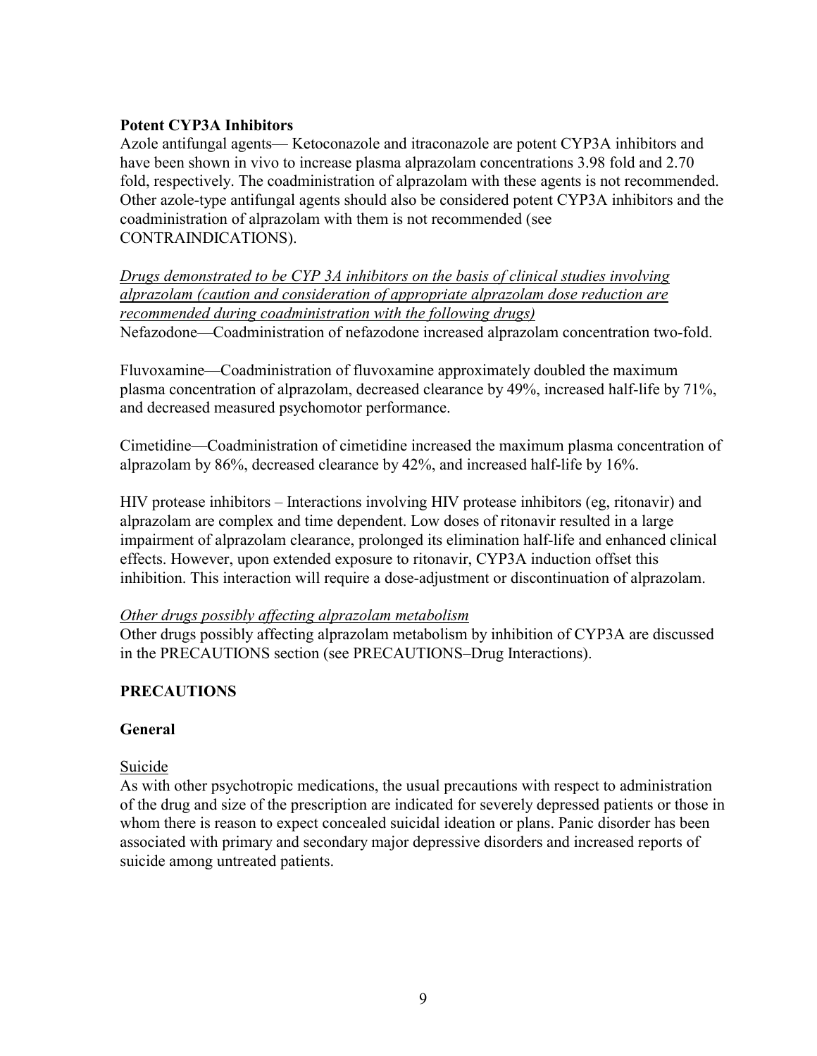**Potent CYP3A Inhibitors**

Azole antifungal agents— Ketoconazole and itraconazole are potent CYP3A inhibitors and have been shown in vivo to increase plasma alprazolam concentrations 3.98 fold and 2.70 fold, respectively. The coadministration of alprazolam with these agents is not recommended. Other azole-type antifungal agents should also be considered potent CYP3A inhibitors and the coadministration of alprazolam with them is not recommended (see CONTRAINDICATIONS).

*Drugs demonstrated to be CYP 3A inhibitors on the basis of clinical studies involving alprazolam (caution and consideration of appropriate alprazolam dose reduction are recommended during coadministration with the following drugs)*

Nefazodone—Coadministration of nefazodone increased alprazolam concentration two-fold.

Fluvoxamine—Coadministration of fluvoxamine approximately doubled the maximum plasma concentration of alprazolam, decreased clearance by 49%, increased half-life by 71%, and decreased measured psychomotor performance.

Cimetidine—Coadministration of cimetidine increased the maximum plasma concentration of alprazolam by 86%, decreased clearance by 42%, and increased half-life by 16%.

HIV protease inhibitors – Interactions involving HIV protease inhibitors (eg, ritonavir) and alprazolam are complex and time dependent. Low doses of ritonavir resulted in a large impairment of alprazolam clearance, prolonged its elimination half-life and enhanced clinical effects. However, upon extended exposure to ritonavir, CYP3A induction offset this inhibition. This interaction will require a dose-adjustment or discontinuation of alprazolam.

*Other drugs possibly affecting alprazolam metabolism*

Other drugs possibly affecting alprazolam metabolism by inhibition of CYP3A are discussed in the PRECAUTIONS section (see PRECAUTIONS–Drug Interactions).

## PRECAUTIONS

### General

Suicide

As with other psychotropic medications, the usual precautions with respect to administration of the drug and size of the prescription are indicated for severely depressed patients or those in whom there is reason to expect concealed suicidal ideation or plans. Panic disorder has been associated with primary and secondary major depressive disorders and increased reports of suicide among untreated patients.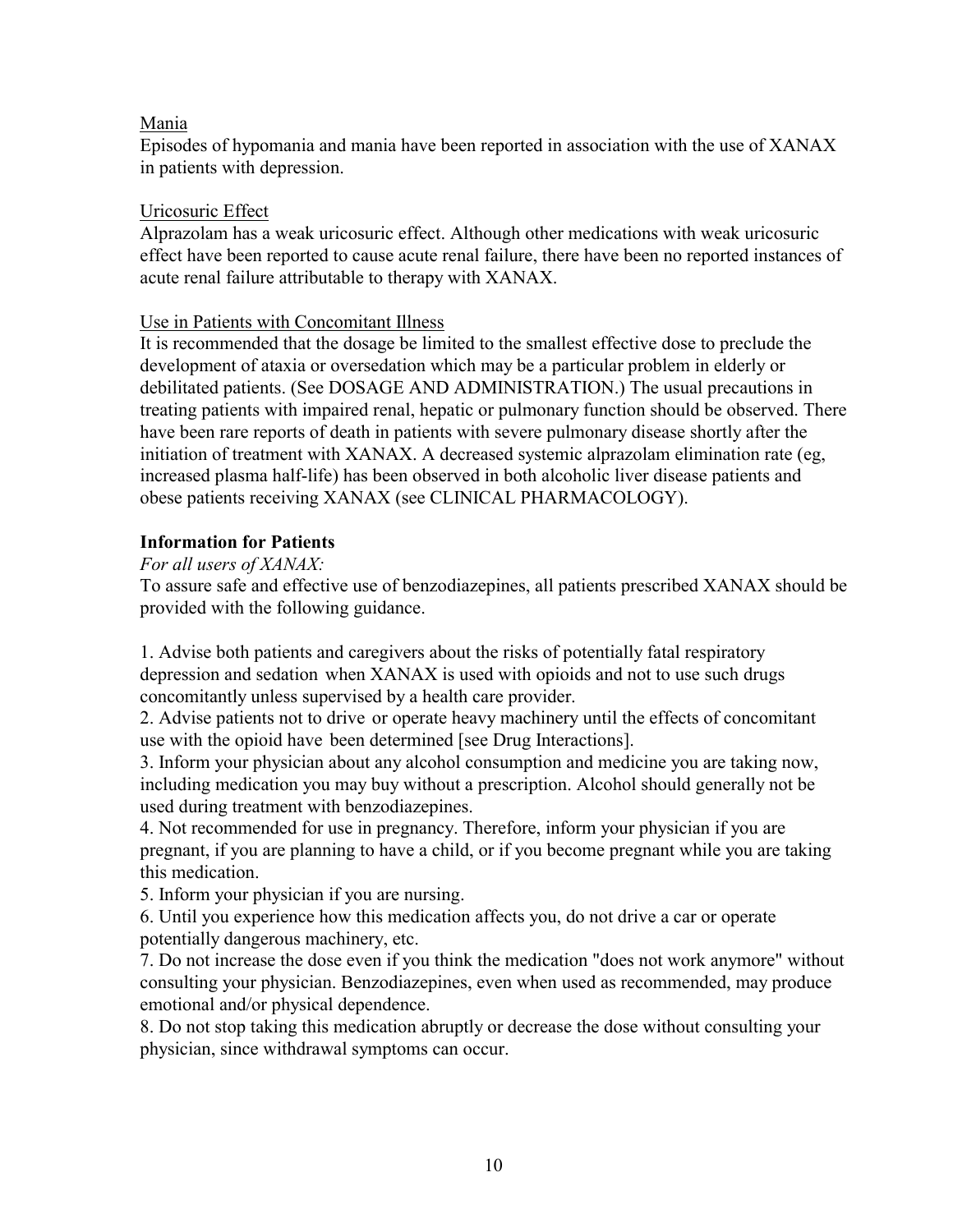Mania

Episodes of hypomania and mania have been reported in association with the use of XANAX in patients with depression.

Uricosuric Effect

Alprazolam has a weak uricosuric effect. Although other medications with weak uricosuric effect have been reported to cause acute renal failure, there have been no reported instances of acute renal failure attributable to therapy with XANAX.

Use in Patients with Concomitant Illness

It is recommended that the dosage be limited to the smallest effective dose to preclude the development of ataxia or oversedation which may be a particular problem in elderly or debilitated patients. (See DOSAGE AND ADMINISTRATION.) The usual precautions in treating patients with impaired renal, hepatic or pulmonary function should be observed. There have been rare reports of death in patients with severe pulmonary disease shortly after the initiation of treatment with XANAX. A decreased systemic alprazolam elimination rate (eg, increased plasma half-life) has been observed in both alcoholic liver disease patients and obese patients receiving XANAX (see CLINICAL PHARMACOLOGY).

**Information for Patients**

*For all users of XANAX:*

To assure safe and effective use of benzodiazepines, all patients prescribed XANAX should be provided with the following guidance.

1. Advise both patients and caregivers about the risks of potentially fatal respiratory depression and sedation when XANAX is used with opioids and not to use such drugs concomitantly unless supervised by a health care provider.
2. Advise patients not to drive or operate heavy machinery until the effects of concomitant use with the opioid have been determined [see Drug Interactions].
3. Inform your physician about any alcohol consumption and medicine you are taking now, including medication you may buy without a prescription. Alcohol should generally not be used during treatment with benzodiazepines.
4. Not recommended for use in pregnancy. Therefore, inform your physician if you are pregnant, if you are planning to have a child, or if you become pregnant while you are taking this medication.
5. Inform your physician if you are nursing.
6. Until you experience how this medication affects you, do not drive a car or operate potentially dangerous machinery, etc.
7. Do not increase the dose even if you think the medication "does not work anymore" without consulting your physician. Benzodiazepines, even when used as recommended, may produce emotional and/or physical dependence.
8. Do not stop taking this medication abruptly or decrease the dose without consulting your physician, since withdrawal symptoms can occur.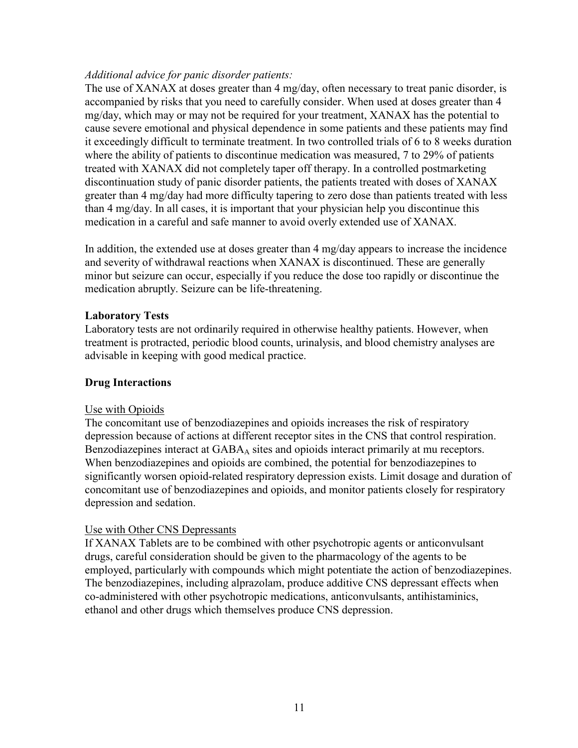*Additional advice for panic disorder patients:*

The use of XANAX at doses greater than 4 mg/day, often necessary to treat panic disorder, is accompanied by risks that you need to carefully consider. When used at doses greater than 4 mg/day, which may or may not be required for your treatment, XANAX has the potential to cause severe emotional and physical dependence in some patients and these patients may find it exceedingly difficult to terminate treatment. In two controlled trials of 6 to 8 weeks duration where the ability of patients to discontinue medication was measured, 7 to 29% of patients treated with XANAX did not completely taper off therapy. In a controlled postmarketing discontinuation study of panic disorder patients, the patients treated with doses of XANAX greater than 4 mg/day had more difficulty tapering to zero dose than patients treated with less than 4 mg/day. In all cases, it is important that your physician help you discontinue this medication in a careful and safe manner to avoid overly extended use of XANAX.

In addition, the extended use at doses greater than 4 mg/day appears to increase the incidence and severity of withdrawal reactions when XANAX is discontinued. These are generally minor but seizure can occur, especially if you reduce the dose too rapidly or discontinue the medication abruptly. Seizure can be life-threatening.

**Laboratory Tests**

Laboratory tests are not ordinarily required in otherwise healthy patients. However, when treatment is protracted, periodic blood counts, urinalysis, and blood chemistry analyses are advisable in keeping with good medical practice.

**Drug Interactions**

Use with Opioids

The concomitant use of benzodiazepines and opioids increases the risk of respiratory depression because of actions at different receptor sites in the CNS that control respiration. Benzodiazepines interact at $GABA_A$ sites and opioids interact primarily at mu receptors. When benzodiazepines and opioids are combined, the potential for benzodiazepines to significantly worsen opioid-related respiratory depression exists. Limit dosage and duration of concomitant use of benzodiazepines and opioids, and monitor patients closely for respiratory depression and sedation.

Use with Other CNS Depressants

If XANAX Tablets are to be combined with other psychotropic agents or anticonvulsant drugs, careful consideration should be given to the pharmacology of the agents to be employed, particularly with compounds which might potentiate the action of benzodiazepines. The benzodiazepines, including alprazolam, produce additive CNS depressant effects when co-administered with other psychotropic medications, anticonvulsants, antihistaminics, ethanol and other drugs which themselves produce CNS depression.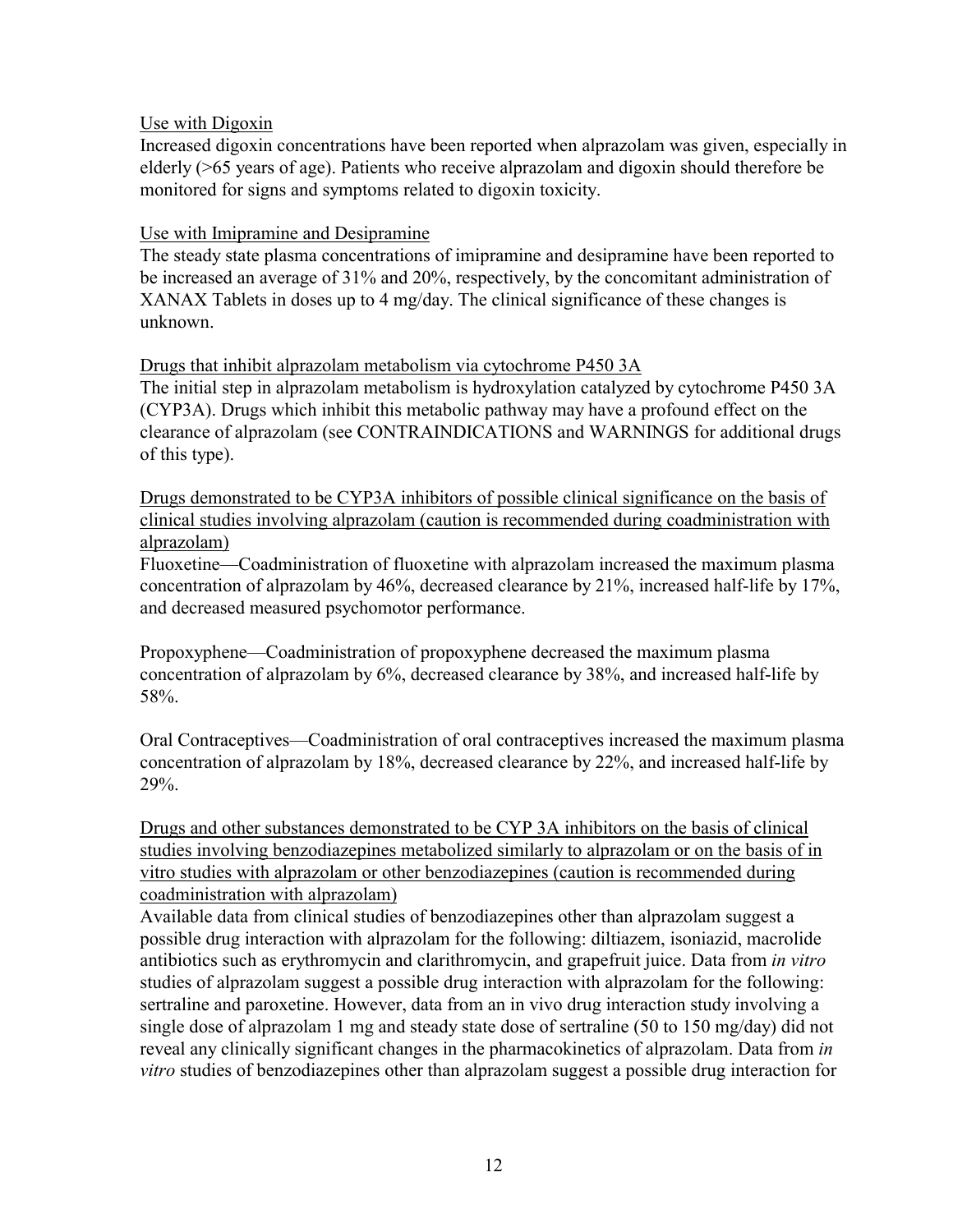Use with Digoxin

Increased digoxin concentrations have been reported when alprazolam was given, especially in elderly (>65 years of age). Patients who receive alprazolam and digoxin should therefore be monitored for signs and symptoms related to digoxin toxicity.

Use with Imipramine and Desipramine

The steady state plasma concentrations of imipramine and desipramine have been reported to be increased an average of 31% and 20%, respectively, by the concomitant administration of XANAX Tablets in doses up to 4 mg/day. The clinical significance of these changes is unknown.

Drugs that inhibit alprazolam metabolism via cytochrome P450 3A

The initial step in alprazolam metabolism is hydroxylation catalyzed by cytochrome P450 3A (CYP3A). Drugs which inhibit this metabolic pathway may have a profound effect on the clearance of alprazolam (see CONTRAINDICATIONS and WARNINGS for additional drugs of this type).

Drugs demonstrated to be CYP3A inhibitors of possible clinical significance on the basis of clinical studies involving alprazolam (caution is recommended during coadministration with alprazolam)

Fluoxetine—Coadministration of fluoxetine with alprazolam increased the maximum plasma concentration of alprazolam by 46%, decreased clearance by 21%, increased half-life by 17%, and decreased measured psychomotor performance.

Propoxyphene—Coadministration of propoxyphene decreased the maximum plasma concentration of alprazolam by 6%, decreased clearance by 38%, and increased half-life by 58%.

Oral Contraceptives—Coadministration of oral contraceptives increased the maximum plasma concentration of alprazolam by 18%, decreased clearance by 22%, and increased half-life by 29%.

Drugs and other substances demonstrated to be CYP 3A inhibitors on the basis of clinical studies involving benzodiazepines metabolized similarly to alprazolam or on the basis of in vitro studies with alprazolam or other benzodiazepines (caution is recommended during coadministration with alprazolam)

Available data from clinical studies of benzodiazepines other than alprazolam suggest a possible drug interaction with alprazolam for the following: diltiazem, isoniazid, macrolide antibiotics such as erythromycin and clarithromycin, and grapefruit juice. Data from *in vitro* studies of alprazolam suggest a possible drug interaction with alprazolam for the following: sertraline and paroxetine. However, data from an in vivo drug interaction study involving a single dose of alprazolam 1 mg and steady state dose of sertraline (50 to 150 mg/day) did not reveal any clinically significant changes in the pharmacokinetics of alprazolam. Data from *in vitro* studies of benzodiazepines other than alprazolam suggest a possible drug interaction for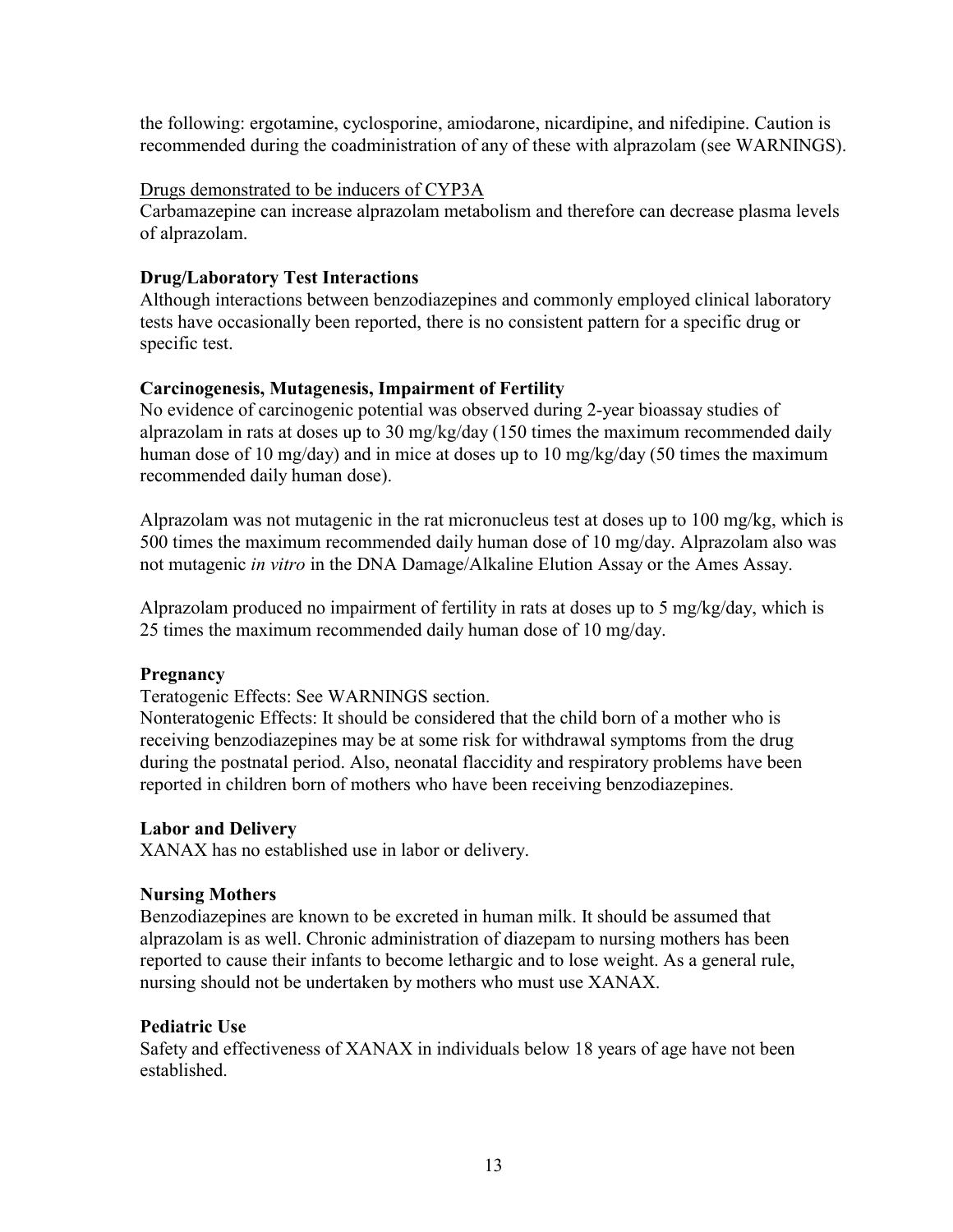the following: ergotamine, cyclosporine, amiodarone, nicardipine, and nifedipine. Caution is recommended during the coadministration of any of these with alprazolam (see WARNINGS).

<u>Drugs demonstrated to be inducers of CYP3A</u>
Carbamazepine can increase alprazolam metabolism and therefore can decrease plasma levels of alprazolam.

**Drug/Laboratory Test Interactions**
Although interactions between benzodiazepines and commonly employed clinical laboratory tests have occasionally been reported, there is no consistent pattern for a specific drug or specific test.

**Carcinogenesis, Mutagenesis, Impairment of Fertility**
No evidence of carcinogenic potential was observed during 2-year bioassay studies of alprazolam in rats at doses up to 30 mg/kg/day (150 times the maximum recommended daily human dose of 10 mg/day) and in mice at doses up to 10 mg/kg/day (50 times the maximum recommended daily human dose).

Alprazolam was not mutagenic in the rat micronucleus test at doses up to 100 mg/kg, which is 500 times the maximum recommended daily human dose of 10 mg/day. Alprazolam also was not mutagenic *in vitro* in the DNA Damage/Alkaline Elution Assay or the Ames Assay.

Alprazolam produced no impairment of fertility in rats at doses up to 5 mg/kg/day, which is 25 times the maximum recommended daily human dose of 10 mg/day.

**Pregnancy**
Teratogenic Effects: See WARNINGS section.
Nonteratogenic Effects: It should be considered that the child born of a mother who is receiving benzodiazepines may be at some risk for withdrawal symptoms from the drug during the postnatal period. Also, neonatal flaccidity and respiratory problems have been reported in children born of mothers who have been receiving benzodiazepines.

**Labor and Delivery**
XANAX has no established use in labor or delivery.

**Nursing Mothers**
Benzodiazepines are known to be excreted in human milk. It should be assumed that alprazolam is as well. Chronic administration of diazepam to nursing mothers has been reported to cause their infants to become lethargic and to lose weight. As a general rule, nursing should not be undertaken by mothers who must use XANAX.

**Pediatric Use**
Safety and effectiveness of XANAX in individuals below 18 years of age have not been established.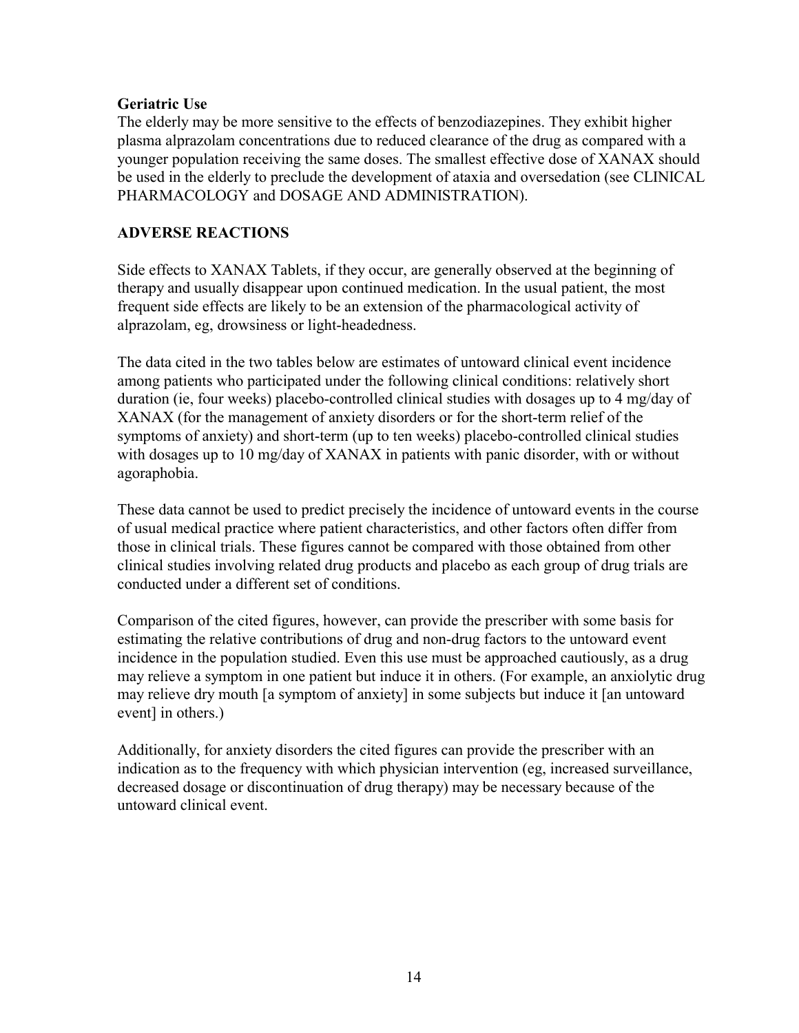**Geriatric Use**

The elderly may be more sensitive to the effects of benzodiazepines. They exhibit higher plasma alprazolam concentrations due to reduced clearance of the drug as compared with a younger population receiving the same doses. The smallest effective dose of XANAX should be used in the elderly to preclude the development of ataxia and oversedation (see CLINICAL PHARMACOLOGY and DOSAGE AND ADMINISTRATION).

## ADVERSE REACTIONS

Side effects to XANAX Tablets, if they occur, are generally observed at the beginning of therapy and usually disappear upon continued medication. In the usual patient, the most frequent side effects are likely to be an extension of the pharmacological activity of alprazolam, eg, drowsiness or light-headedness.

The data cited in the two tables below are estimates of untoward clinical event incidence among patients who participated under the following clinical conditions: relatively short duration (ie, four weeks) placebo-controlled clinical studies with dosages up to 4 mg/day of XANAX (for the management of anxiety disorders or for the short-term relief of the symptoms of anxiety) and short-term (up to ten weeks) placebo-controlled clinical studies with dosages up to 10 mg/day of XANAX in patients with panic disorder, with or without agoraphobia.

These data cannot be used to predict precisely the incidence of untoward events in the course of usual medical practice where patient characteristics, and other factors often differ from those in clinical trials. These figures cannot be compared with those obtained from other clinical studies involving related drug products and placebo as each group of drug trials are conducted under a different set of conditions.

Comparison of the cited figures, however, can provide the prescriber with some basis for estimating the relative contributions of drug and non-drug factors to the untoward event incidence in the population studied. Even this use must be approached cautiously, as a drug may relieve a symptom in one patient but induce it in others. (For example, an anxiolytic drug may relieve dry mouth [a symptom of anxiety] in some subjects but induce it [an untoward event] in others.)

Additionally, for anxiety disorders the cited figures can provide the prescriber with an indication as to the frequency with which physician intervention (eg, increased surveillance, decreased dosage or discontinuation of drug therapy) may be necessary because of the untoward clinical event.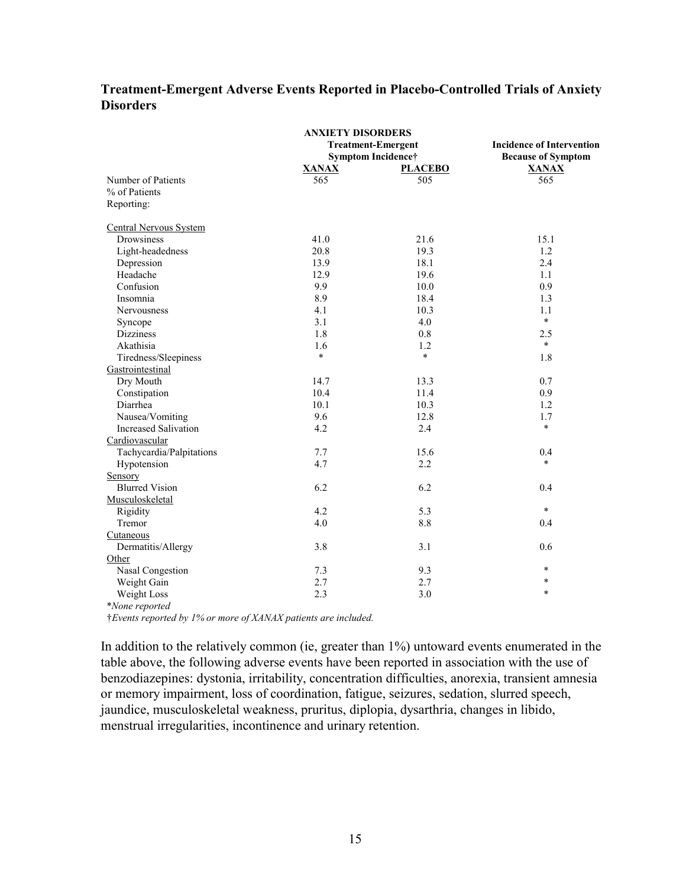### Treatment-Emergent Adverse Events Reported in Placebo-Controlled Trials of Anxiety Disorders

| | ANXIETY DISORDERS Treatment-Emergent Symptom Incidence† | | Incidence of Intervention Because of Symptom |
|---|---|---|---|
| | **XANAX** | **PLACEBO** | **XANAX** |
| Number of Patients | 565 | 505 | 565 |
| % of Patients Reporting: | | | |
| Central Nervous System | | | |
| Drowsiness | 41.0 | 21.6 | 15.1 |
| Light-headedness | 20.8 | 19.3 | 1.2 |
| Depression | 13.9 | 18.1 | 2.4 |
| Headache | 12.9 | 19.6 | 1.1 |
| Confusion | 9.9 | 10.0 | 0.9 |
| Insomnia | 8.9 | 18.4 | 1.3 |
| Nervousness | 4.1 | 10.3 | 1.1 |
| Syncope | 3.1 | 4.0 | * |
| Dizziness | 1.8 | 0.8 | 2.5 |
| Akathisia | 1.6 | 1.2 | * |
| Tiredness/Sleepiness | * | * | 1.8 |
| Gastrointestinal | | | |
| Dry Mouth | 14.7 | 13.3 | 0.7 |
| Constipation | 10.4 | 11.4 | 0.9 |
| Diarrhea | 10.1 | 10.3 | 1.2 |
| Nausea/Vomiting | 9.6 | 12.8 | 1.7 |
| Increased Salivation | 4.2 | 2.4 | * |
| Cardiovascular | | | |
| Tachycardia/Palpitations | 7.7 | 15.6 | 0.4 |
| Hypotension | 4.7 | 2.2 | * |
| Sensory | | | |
| Blurred Vision | 6.2 | 6.2 | 0.4 |
| Musculoskeletal | | | |
| Rigidity | 4.2 | 5.3 | * |
| Tremor | 4.0 | 8.8 | 0.4 |
| Cutaneous | | | |
| Dermatitis/Allergy | 3.8 | 3.1 | 0.6 |
| Other | | | |
| Nasal Congestion | 7.3 | 9.3 | * |
| Weight Gain | 2.7 | 2.7 | * |
| Weight Loss | 2.3 | 3.0 | * |

**None reported*

†*Events reported by 1% or more of XANAX patients are included.*

In addition to the relatively common (ie, greater than 1%) untoward events enumerated in the table above, the following adverse events have been reported in association with the use of benzodiazepines: dystonia, irritability, concentration difficulties, anorexia, transient amnesia or memory impairment, loss of coordination, fatigue, seizures, sedation, slurred speech, jaundice, musculoskeletal weakness, pruritus, diplopia, dysarthria, changes in libido, menstrual irregularities, incontinence and urinary retention.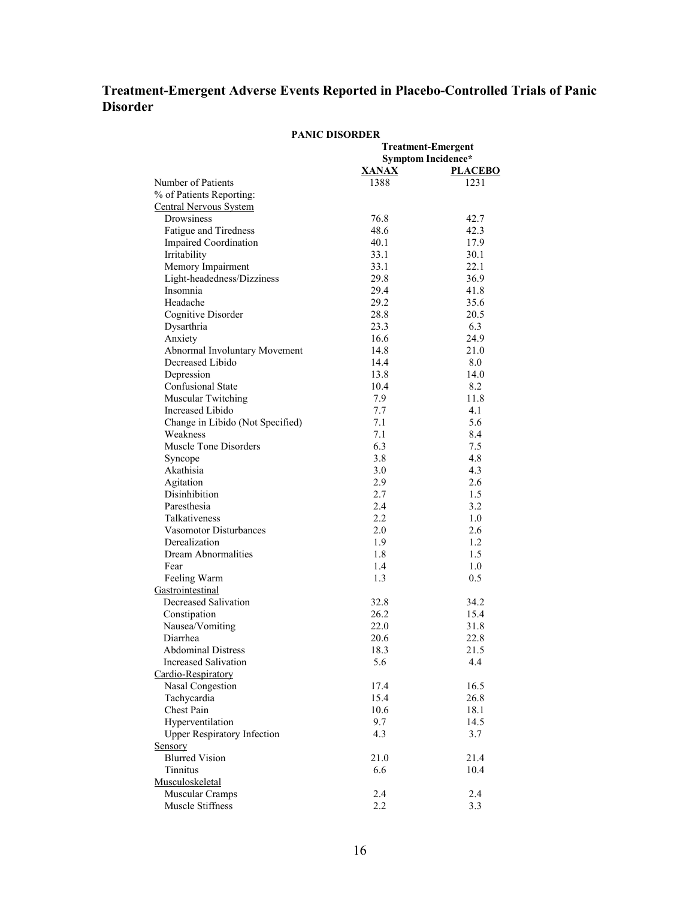## Treatment-Emergent Adverse Events Reported in Placebo-Controlled Trials of Panic Disorder

| PANIC DISORDER | | |
|---|---|---|
| | Treatment-Emergent Symptom Incidence* | |
| | **XANAX** | **PLACEBO** |
| Number of Patients | 1388 | 1231 |
| % of Patients Reporting: | | |
| Central Nervous System | | |
| Drowsiness | 76.8 | 42.7 |
| Fatigue and Tiredness | 48.6 | 42.3 |
| Impaired Coordination | 40.1 | 17.9 |
| Irritability | 33.1 | 30.1 |
| Memory Impairment | 33.1 | 22.1 |
| Light-headedness/Dizziness | 29.8 | 36.9 |
| Insomnia | 29.4 | 41.8 |
| Headache | 29.2 | 35.6 |
| Cognitive Disorder | 28.8 | 20.5 |
| Dysarthria | 23.3 | 6.3 |
| Anxiety | 16.6 | 24.9 |
| Abnormal Involuntary Movement | 14.8 | 21.0 |
| Decreased Libido | 14.4 | 8.0 |
| Depression | 13.8 | 14.0 |
| Confusional State | 10.4 | 8.2 |
| Muscular Twitching | 7.9 | 11.8 |
| Increased Libido | 7.7 | 4.1 |
| Change in Libido (Not Specified) | 7.1 | 5.6 |
| Weakness | 7.1 | 8.4 |
| Muscle Tone Disorders | 6.3 | 7.5 |
| Syncope | 3.8 | 4.8 |
| Akathisia | 3.0 | 4.3 |
| Agitation | 2.9 | 2.6 |
| Disinhibition | 2.7 | 1.5 |
| Paresthesia | 2.4 | 3.2 |
| Talkativeness | 2.2 | 1.0 |
| Vasomotor Disturbances | 2.0 | 2.6 |
| Derealization | 1.9 | 1.2 |
| Dream Abnormalities | 1.8 | 1.5 |
| Fear | 1.4 | 1.0 |
| Feeling Warm | 1.3 | 0.5 |
| Gastrointestinal | | |
| Decreased Salivation | 32.8 | 34.2 |
| Constipation | 26.2 | 15.4 |
| Nausea/Vomiting | 22.0 | 31.8 |
| Diarrhea | 20.6 | 22.8 |
| Abdominal Distress | 18.3 | 21.5 |
| Increased Salivation | 5.6 | 4.4 |
| Cardio-Respiratory | | |
| Nasal Congestion | 17.4 | 16.5 |
| Tachycardia | 15.4 | 26.8 |
| Chest Pain | 10.6 | 18.1 |
| Hyperventilation | 9.7 | 14.5 |
| Upper Respiratory Infection | 4.3 | 3.7 |
| Sensory | | |
| Blurred Vision | 21.0 | 21.4 |
| Tinnitus | 6.6 | 10.4 |
| Musculoskeletal | | |
| Muscular Cramps | 2.4 | 2.4 |
| Muscle Stiffness | 2.2 | 3.3 |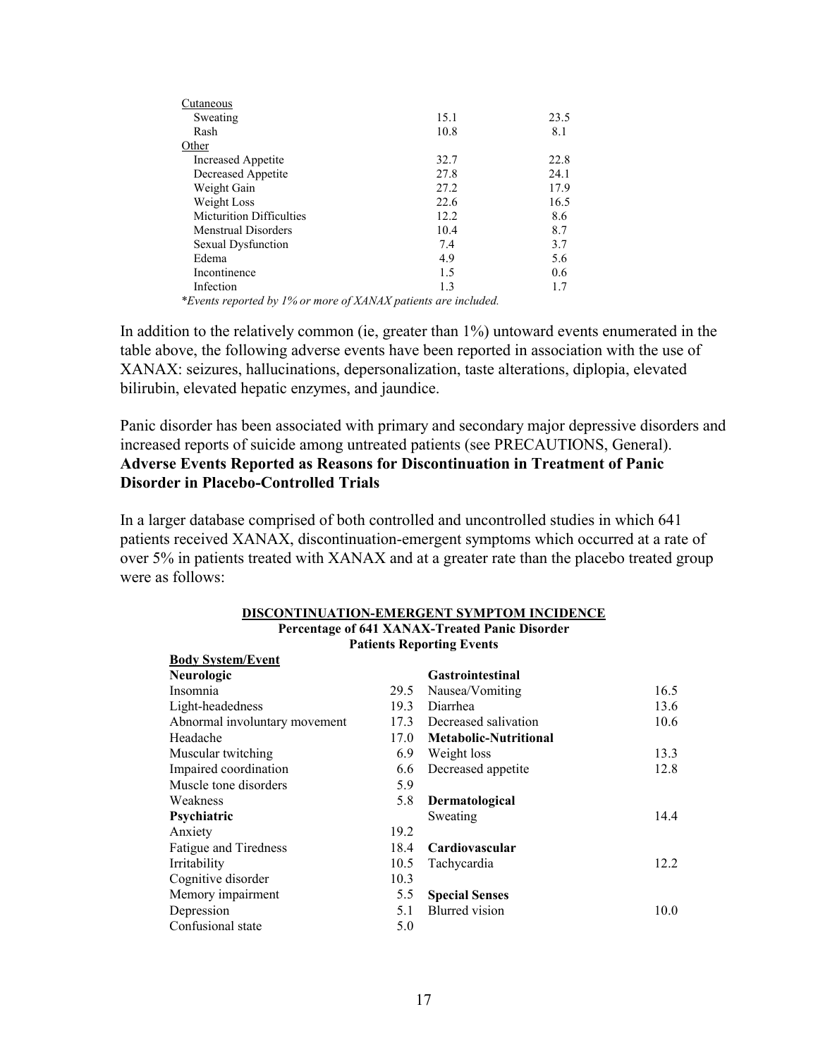| | | |
|---|---|---|
| Cutaneous | | |
| Sweating | 15.1 | 23.5 |
| Rash | 10.8 | 8.1 |
| Other | | |
| Increased Appetite | 32.7 | 22.8 |
| Decreased Appetite | 27.8 | 24.1 |
| Weight Gain | 27.2 | 17.9 |
| Weight Loss | 22.6 | 16.5 |
| Micturition Difficulties | 12.2 | 8.6 |
| Menstrual Disorders | 10.4 | 8.7 |
| Sexual Dysfunction | 7.4 | 3.7 |
| Edema | 4.9 | 5.6 |
| Incontinence | 1.5 | 0.6 |
| Infection | 1.3 | 1.7 |

*\*Events reported by 1% or more of XANAX patients are included.*

In addition to the relatively common (ie, greater than 1%) untoward events enumerated in the table above, the following adverse events have been reported in association with the use of XANAX: seizures, hallucinations, depersonalization, taste alterations, diplopia, elevated bilirubin, elevated hepatic enzymes, and jaundice.

Panic disorder has been associated with primary and secondary major depressive disorders and increased reports of suicide among untreated patients (see PRECAUTIONS, General).

**Adverse Events Reported as Reasons for Discontinuation in Treatment of Panic Disorder in Placebo-Controlled Trials**

In a larger database comprised of both controlled and uncontrolled studies in which 641 patients received XANAX, discontinuation-emergent symptoms which occurred at a rate of over 5% in patients treated with XANAX and at a greater rate than the placebo treated group were as follows:

**DISCONTINUATION-EMERGENT SYMPTOM INCIDENCE**
**Percentage of 641 XANAX-Treated Panic Disorder Patients Reporting Events**

| Body System/Event | | | |
|---|---|---|---|
| **Neurologic** | | **Gastrointestinal** | |
| Insomnia | 29.5 | Nausea/Vomiting | 16.5 |
| Light-headedness | 19.3 | Diarrhea | 13.6 |
| Abnormal involuntary movement | 17.3 | Decreased salivation | 10.6 |
| Headache | 17.0 | **Metabolic-Nutritional** | |
| Muscular twitching | 6.9 | Weight loss | 13.3 |
| Impaired coordination | 6.6 | Decreased appetite | 12.8 |
| Muscle tone disorders | 5.9 | | |
| Weakness | 5.8 | **Dermatological** | |
| **Psychiatric** | | Sweating | 14.4 |
| Anxiety | 19.2 | | |
| Fatigue and Tiredness | 18.4 | **Cardiovascular** | |
| Irritability | 10.5 | Tachycardia | 12.2 |
| Cognitive disorder | 10.3 | | |
| Memory impairment | 5.5 | **Special Senses** | |
| Depression | 5.1 | Blurred vision | 10.0 |
| Confusional state | 5.0 | | |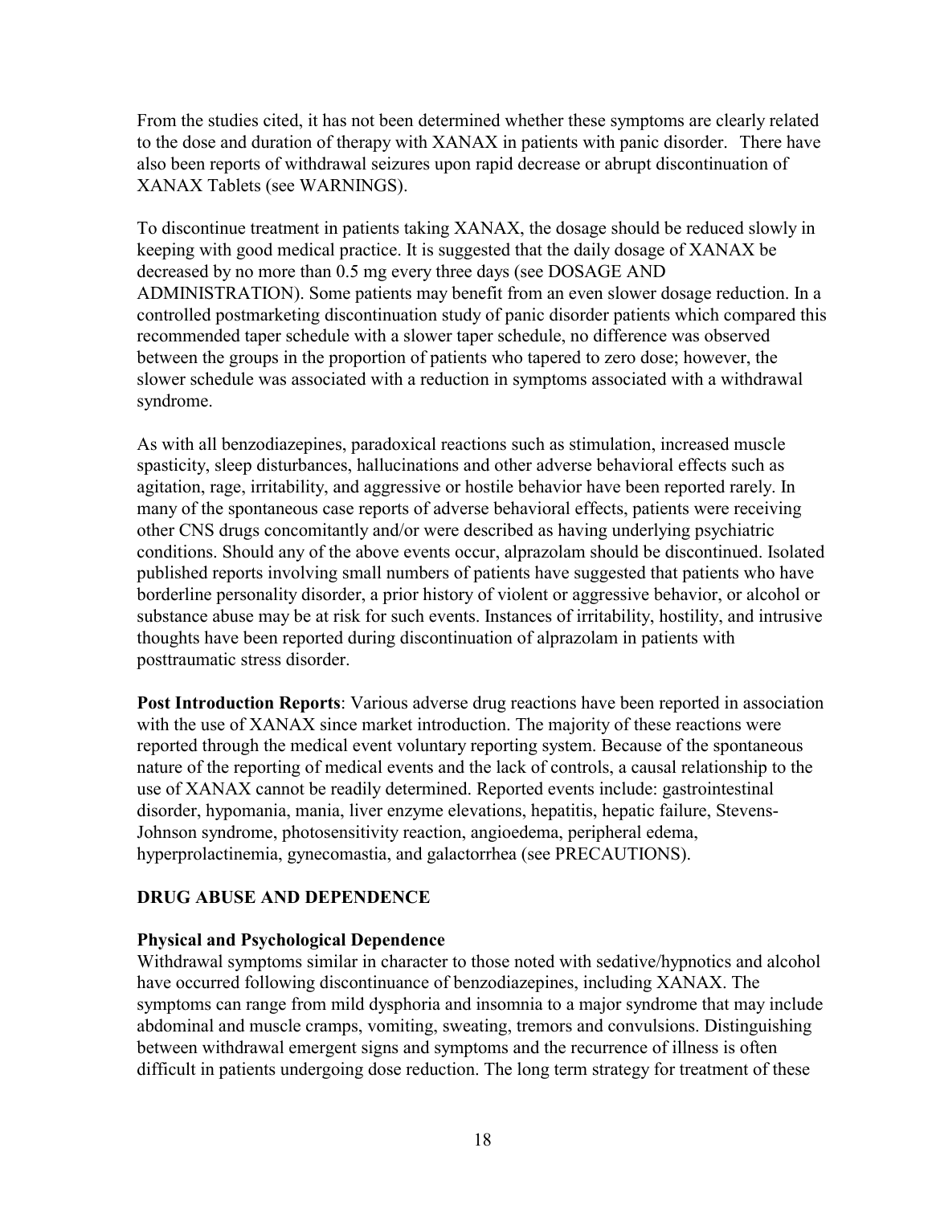From the studies cited, it has not been determined whether these symptoms are clearly related to the dose and duration of therapy with XANAX in patients with panic disorder. There have also been reports of withdrawal seizures upon rapid decrease or abrupt discontinuation of XANAX Tablets (see WARNINGS).

To discontinue treatment in patients taking XANAX, the dosage should be reduced slowly in keeping with good medical practice. It is suggested that the daily dosage of XANAX be decreased by no more than 0.5 mg every three days (see DOSAGE AND ADMINISTRATION). Some patients may benefit from an even slower dosage reduction. In a controlled postmarketing discontinuation study of panic disorder patients which compared this recommended taper schedule with a slower taper schedule, no difference was observed between the groups in the proportion of patients who tapered to zero dose; however, the slower schedule was associated with a reduction in symptoms associated with a withdrawal syndrome.

As with all benzodiazepines, paradoxical reactions such as stimulation, increased muscle spasticity, sleep disturbances, hallucinations and other adverse behavioral effects such as agitation, rage, irritability, and aggressive or hostile behavior have been reported rarely. In many of the spontaneous case reports of adverse behavioral effects, patients were receiving other CNS drugs concomitantly and/or were described as having underlying psychiatric conditions. Should any of the above events occur, alprazolam should be discontinued. Isolated published reports involving small numbers of patients have suggested that patients who have borderline personality disorder, a prior history of violent or aggressive behavior, or alcohol or substance abuse may be at risk for such events. Instances of irritability, hostility, and intrusive thoughts have been reported during discontinuation of alprazolam in patients with posttraumatic stress disorder.

**Post Introduction Reports**: Various adverse drug reactions have been reported in association with the use of XANAX since market introduction. The majority of these reactions were reported through the medical event voluntary reporting system. Because of the spontaneous nature of the reporting of medical events and the lack of controls, a causal relationship to the use of XANAX cannot be readily determined. Reported events include: gastrointestinal disorder, hypomania, mania, liver enzyme elevations, hepatitis, hepatic failure, Stevens-Johnson syndrome, photosensitivity reaction, angioedema, peripheral edema, hyperprolactinemia, gynecomastia, and galactorrhea (see PRECAUTIONS).

## DRUG ABUSE AND DEPENDENCE

### Physical and Psychological Dependence

Withdrawal symptoms similar in character to those noted with sedative/hypnotics and alcohol have occurred following discontinuance of benzodiazepines, including XANAX. The symptoms can range from mild dysphoria and insomnia to a major syndrome that may include abdominal and muscle cramps, vomiting, sweating, tremors and convulsions. Distinguishing between withdrawal emergent signs and symptoms and the recurrence of illness is often difficult in patients undergoing dose reduction. The long term strategy for treatment of these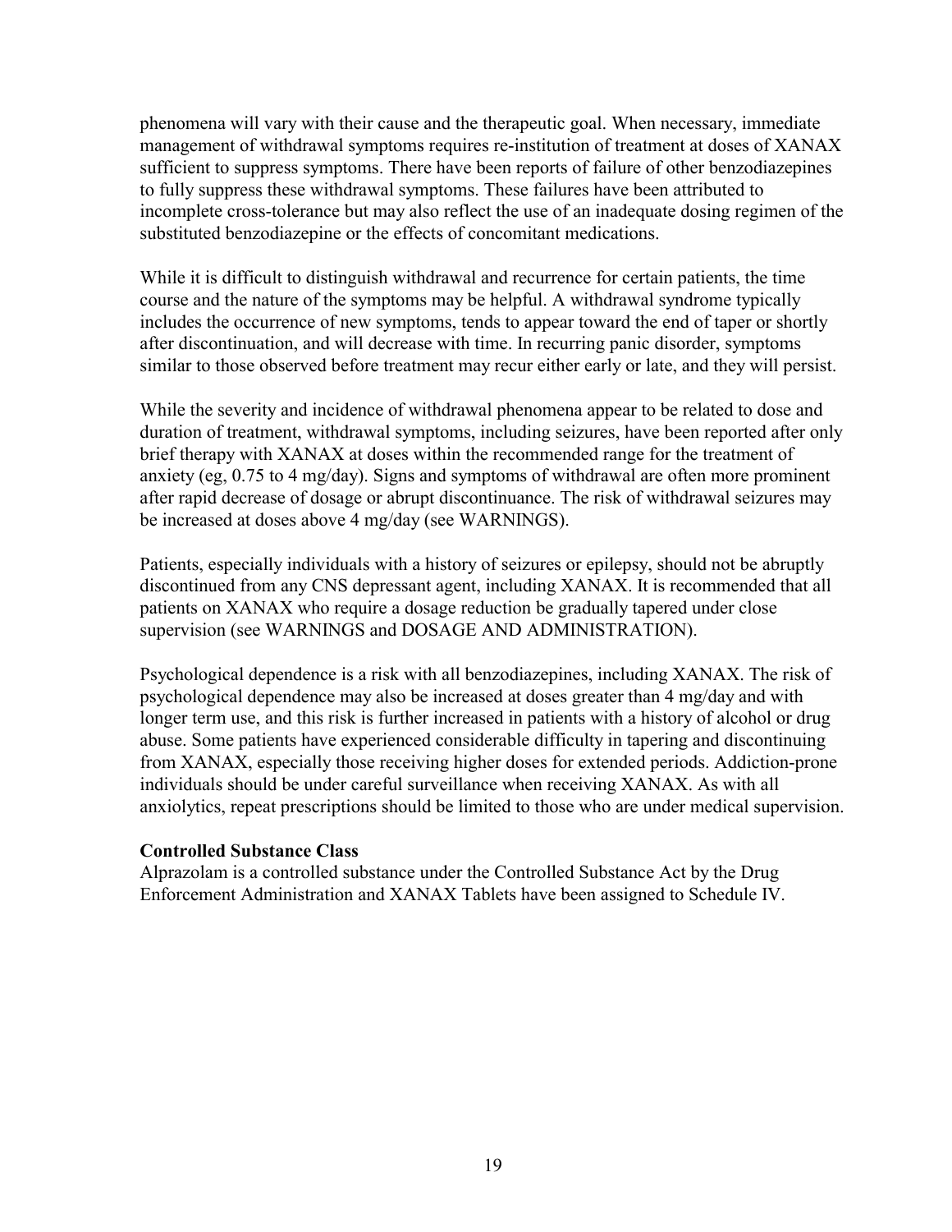phenomena will vary with their cause and the therapeutic goal. When necessary, immediate management of withdrawal symptoms requires re-institution of treatment at doses of XANAX sufficient to suppress symptoms. There have been reports of failure of other benzodiazepines to fully suppress these withdrawal symptoms. These failures have been attributed to incomplete cross-tolerance but may also reflect the use of an inadequate dosing regimen of the substituted benzodiazepine or the effects of concomitant medications.

While it is difficult to distinguish withdrawal and recurrence for certain patients, the time course and the nature of the symptoms may be helpful. A withdrawal syndrome typically includes the occurrence of new symptoms, tends to appear toward the end of taper or shortly after discontinuation, and will decrease with time. In recurring panic disorder, symptoms similar to those observed before treatment may recur either early or late, and they will persist.

While the severity and incidence of withdrawal phenomena appear to be related to dose and duration of treatment, withdrawal symptoms, including seizures, have been reported after only brief therapy with XANAX at doses within the recommended range for the treatment of anxiety (eg, 0.75 to 4 mg/day). Signs and symptoms of withdrawal are often more prominent after rapid decrease of dosage or abrupt discontinuance. The risk of withdrawal seizures may be increased at doses above 4 mg/day (see WARNINGS).

Patients, especially individuals with a history of seizures or epilepsy, should not be abruptly discontinued from any CNS depressant agent, including XANAX. It is recommended that all patients on XANAX who require a dosage reduction be gradually tapered under close supervision (see WARNINGS and DOSAGE AND ADMINISTRATION).

Psychological dependence is a risk with all benzodiazepines, including XANAX. The risk of psychological dependence may also be increased at doses greater than 4 mg/day and with longer term use, and this risk is further increased in patients with a history of alcohol or drug abuse. Some patients have experienced considerable difficulty in tapering and discontinuing from XANAX, especially those receiving higher doses for extended periods. Addiction-prone individuals should be under careful surveillance when receiving XANAX. As with all anxiolytics, repeat prescriptions should be limited to those who are under medical supervision.

**Controlled Substance Class**

Alprazolam is a controlled substance under the Controlled Substance Act by the Drug Enforcement Administration and XANAX Tablets have been assigned to Schedule IV.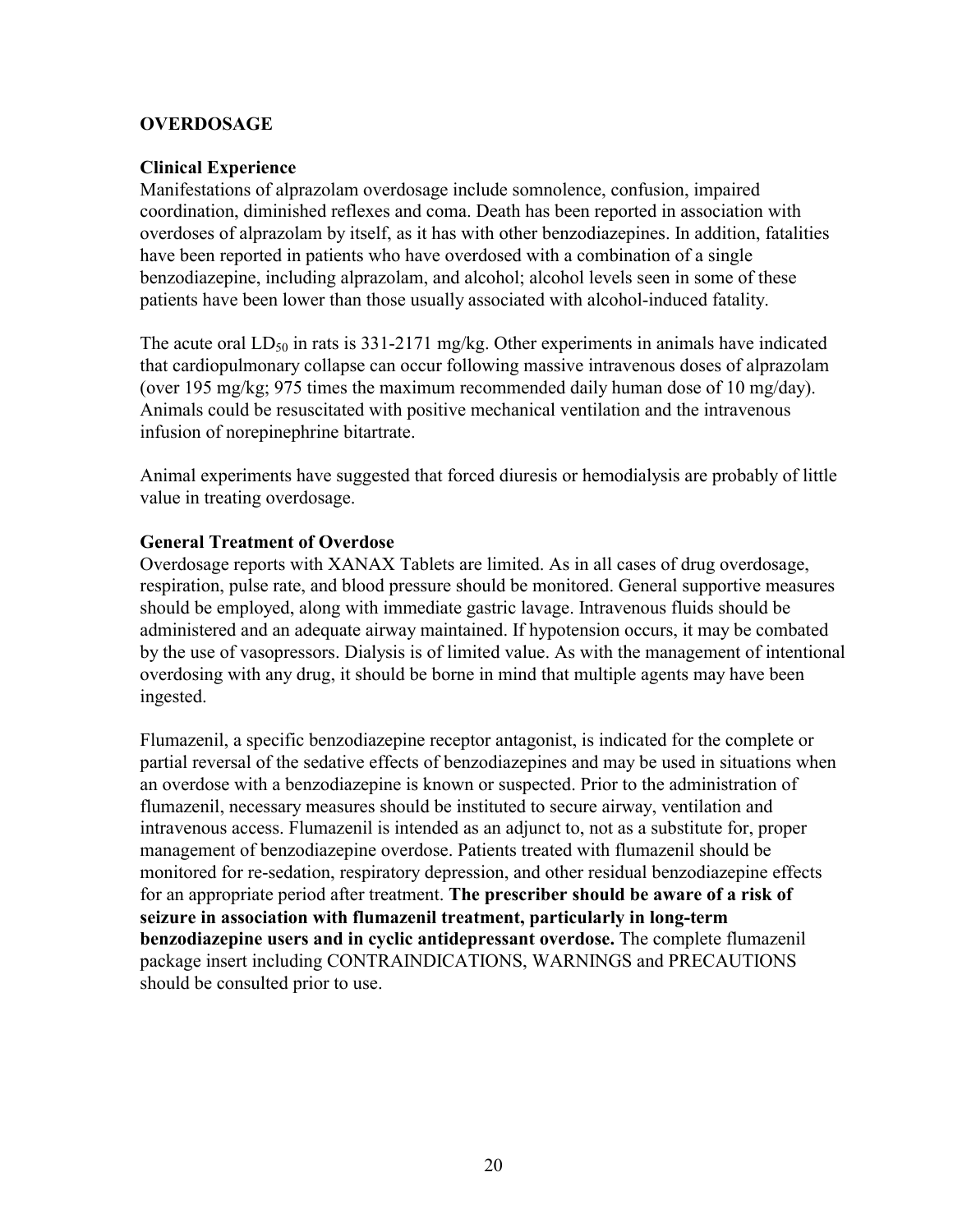## OVERDOSAGE

### Clinical Experience

Manifestations of alprazolam overdosage include somnolence, confusion, impaired coordination, diminished reflexes and coma. Death has been reported in association with overdoses of alprazolam by itself, as it has with other benzodiazepines. In addition, fatalities have been reported in patients who have overdosed with a combination of a single benzodiazepine, including alprazolam, and alcohol; alcohol levels seen in some of these patients have been lower than those usually associated with alcohol-induced fatality.

The acute oral $LD_{50}$ in rats is 331-2171 mg/kg. Other experiments in animals have indicated that cardiopulmonary collapse can occur following massive intravenous doses of alprazolam (over 195 mg/kg; 975 times the maximum recommended daily human dose of 10 mg/day). Animals could be resuscitated with positive mechanical ventilation and the intravenous infusion of norepinephrine bitartrate.

Animal experiments have suggested that forced diuresis or hemodialysis are probably of little value in treating overdosage.

### General Treatment of Overdose

Overdosage reports with XANAX Tablets are limited. As in all cases of drug overdosage, respiration, pulse rate, and blood pressure should be monitored. General supportive measures should be employed, along with immediate gastric lavage. Intravenous fluids should be administered and an adequate airway maintained. If hypotension occurs, it may be combated by the use of vasopressors. Dialysis is of limited value. As with the management of intentional overdosing with any drug, it should be borne in mind that multiple agents may have been ingested.

Flumazenil, a specific benzodiazepine receptor antagonist, is indicated for the complete or partial reversal of the sedative effects of benzodiazepines and may be used in situations when an overdose with a benzodiazepine is known or suspected. Prior to the administration of flumazenil, necessary measures should be instituted to secure airway, ventilation and intravenous access. Flumazenil is intended as an adjunct to, not as a substitute for, proper management of benzodiazepine overdose. Patients treated with flumazenil should be monitored for re-sedation, respiratory depression, and other residual benzodiazepine effects for an appropriate period after treatment. **The prescriber should be aware of a risk of seizure in association with flumazenil treatment, particularly in long-term benzodiazepine users and in cyclic antidepressant overdose.** The complete flumazenil package insert including CONTRAINDICATIONS, WARNINGS and PRECAUTIONS should be consulted prior to use.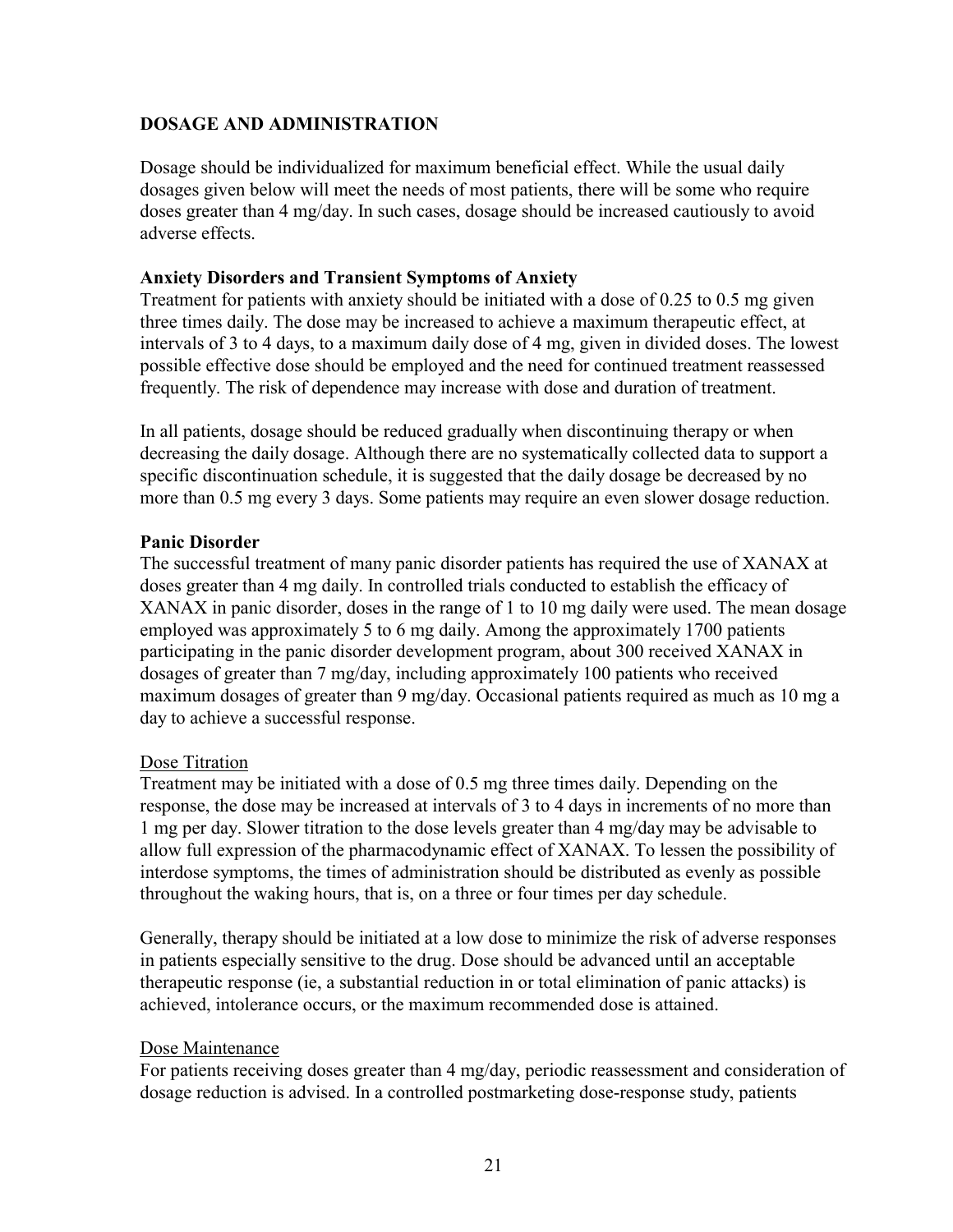## DOSAGE AND ADMINISTRATION

Dosage should be individualized for maximum beneficial effect. While the usual daily dosages given below will meet the needs of most patients, there will be some who require doses greater than 4 mg/day. In such cases, dosage should be increased cautiously to avoid adverse effects.

### Anxiety Disorders and Transient Symptoms of Anxiety

Treatment for patients with anxiety should be initiated with a dose of 0.25 to 0.5 mg given three times daily. The dose may be increased to achieve a maximum therapeutic effect, at intervals of 3 to 4 days, to a maximum daily dose of 4 mg, given in divided doses. The lowest possible effective dose should be employed and the need for continued treatment reassessed frequently. The risk of dependence may increase with dose and duration of treatment.

In all patients, dosage should be reduced gradually when discontinuing therapy or when decreasing the daily dosage. Although there are no systematically collected data to support a specific discontinuation schedule, it is suggested that the daily dosage be decreased by no more than 0.5 mg every 3 days. Some patients may require an even slower dosage reduction.

### Panic Disorder

The successful treatment of many panic disorder patients has required the use of XANAX at doses greater than 4 mg daily. In controlled trials conducted to establish the efficacy of XANAX in panic disorder, doses in the range of 1 to 10 mg daily were used. The mean dosage employed was approximately 5 to 6 mg daily. Among the approximately 1700 patients participating in the panic disorder development program, about 300 received XANAX in dosages of greater than 7 mg/day, including approximately 100 patients who received maximum dosages of greater than 9 mg/day. Occasional patients required as much as 10 mg a day to achieve a successful response.

#### Dose Titration

Treatment may be initiated with a dose of 0.5 mg three times daily. Depending on the response, the dose may be increased at intervals of 3 to 4 days in increments of no more than 1 mg per day. Slower titration to the dose levels greater than 4 mg/day may be advisable to allow full expression of the pharmacodynamic effect of XANAX. To lessen the possibility of interdose symptoms, the times of administration should be distributed as evenly as possible throughout the waking hours, that is, on a three or four times per day schedule.

Generally, therapy should be initiated at a low dose to minimize the risk of adverse responses in patients especially sensitive to the drug. Dose should be advanced until an acceptable therapeutic response (ie, a substantial reduction in or total elimination of panic attacks) is achieved, intolerance occurs, or the maximum recommended dose is attained.

#### Dose Maintenance

For patients receiving doses greater than 4 mg/day, periodic reassessment and consideration of dosage reduction is advised. In a controlled postmarketing dose-response study, patients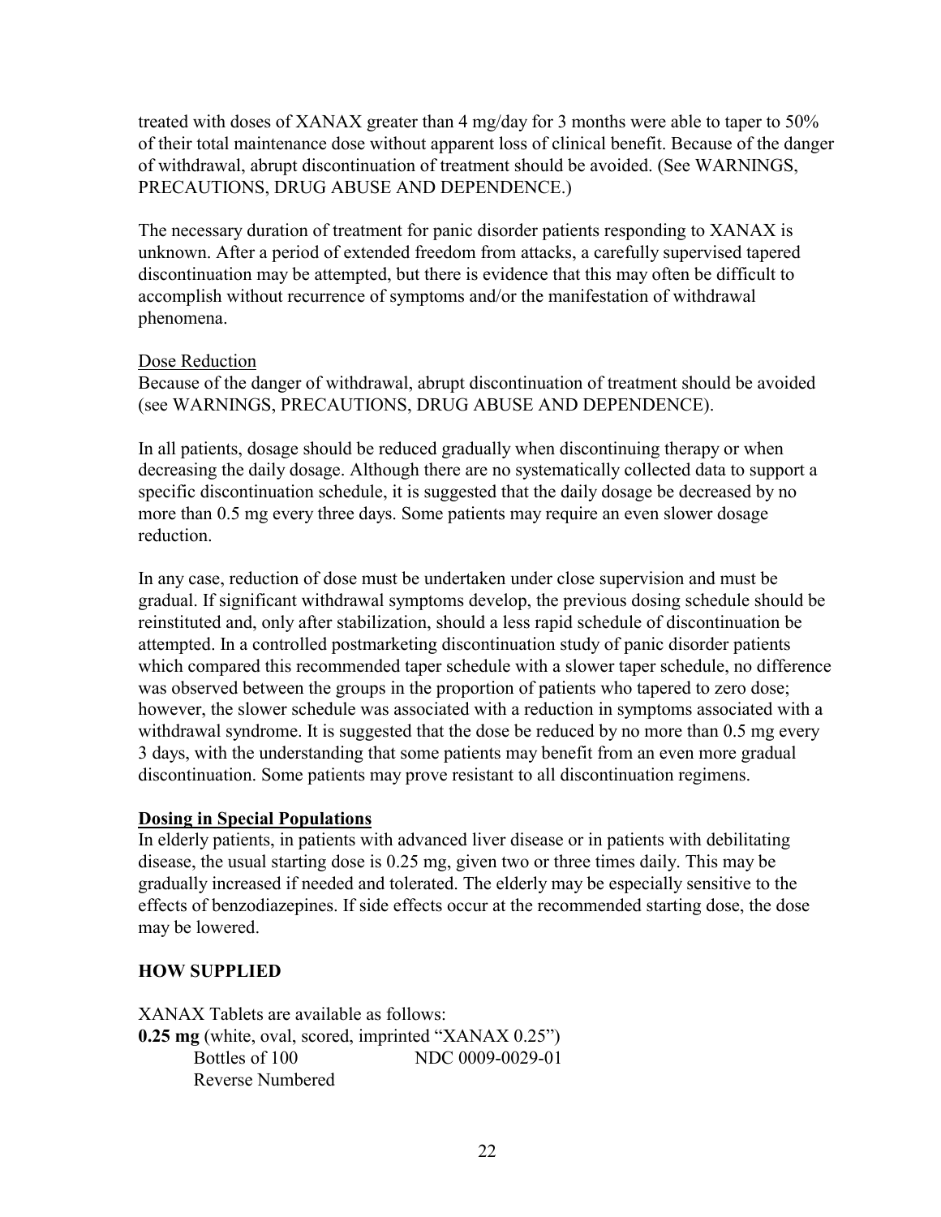treated with doses of XANAX greater than 4 mg/day for 3 months were able to taper to 50% of their total maintenance dose without apparent loss of clinical benefit. Because of the danger of withdrawal, abrupt discontinuation of treatment should be avoided. (See WARNINGS, PRECAUTIONS, DRUG ABUSE AND DEPENDENCE.)

The necessary duration of treatment for panic disorder patients responding to XANAX is unknown. After a period of extended freedom from attacks, a carefully supervised tapered discontinuation may be attempted, but there is evidence that this may often be difficult to accomplish without recurrence of symptoms and/or the manifestation of withdrawal phenomena.

Dose Reduction

Because of the danger of withdrawal, abrupt discontinuation of treatment should be avoided (see WARNINGS, PRECAUTIONS, DRUG ABUSE AND DEPENDENCE).

In all patients, dosage should be reduced gradually when discontinuing therapy or when decreasing the daily dosage. Although there are no systematically collected data to support a specific discontinuation schedule, it is suggested that the daily dosage be decreased by no more than 0.5 mg every three days. Some patients may require an even slower dosage reduction.

In any case, reduction of dose must be undertaken under close supervision and must be gradual. If significant withdrawal symptoms develop, the previous dosing schedule should be reinstituted and, only after stabilization, should a less rapid schedule of discontinuation be attempted. In a controlled postmarketing discontinuation study of panic disorder patients which compared this recommended taper schedule with a slower taper schedule, no difference was observed between the groups in the proportion of patients who tapered to zero dose; however, the slower schedule was associated with a reduction in symptoms associated with a withdrawal syndrome. It is suggested that the dose be reduced by no more than 0.5 mg every 3 days, with the understanding that some patients may benefit from an even more gradual discontinuation. Some patients may prove resistant to all discontinuation regimens.

**Dosing in Special Populations**

In elderly patients, in patients with advanced liver disease or in patients with debilitating disease, the usual starting dose is 0.25 mg, given two or three times daily. This may be gradually increased if needed and tolerated. The elderly may be especially sensitive to the effects of benzodiazepines. If side effects occur at the recommended starting dose, the dose may be lowered.

## HOW SUPPLIED

XANAX Tablets are available as follows:

**0.25 mg** (white, oval, scored, imprinted "XANAX 0.25")

Bottles of 100 NDC 0009-0029-01

Reverse Numbered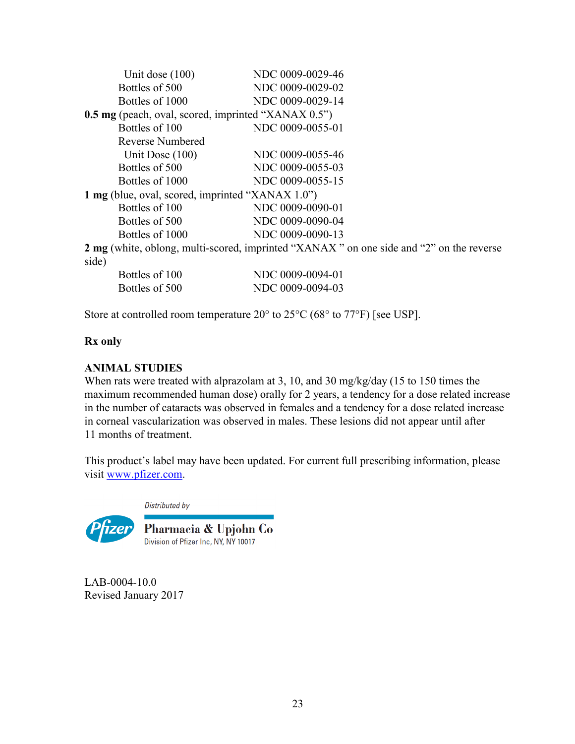| | |
|---|---|
| Unit dose (100) | NDC 0009-0029-46 |
| Bottles of 500 | NDC 0009-0029-02 |
| Bottles of 1000 | NDC 0009-0029-14 |

**0.5 mg** (peach, oval, scored, imprinted "XANAX 0.5")

| | |
|---|---|
| Bottles of 100 | NDC 0009-0055-01 |
| Reverse Numbered Unit Dose (100) | NDC 0009-0055-46 |
| Bottles of 500 | NDC 0009-0055-03 |
| Bottles of 1000 | NDC 0009-0055-15 |

**1 mg** (blue, oval, scored, imprinted "XANAX 1.0")

| | |
|---|---|
| Bottles of 100 | NDC 0009-0090-01 |
| Bottles of 500 | NDC 0009-0090-04 |
| Bottles of 1000 | NDC 0009-0090-13 |

**2 mg** (white, oblong, multi-scored, imprinted "XANAX " on one side and "2" on the reverse side)

| | |
|---|---|
| Bottles of 100 | NDC 0009-0094-01 |
| Bottles of 500 | NDC 0009-0094-03 |

Store at controlled room temperature 20° to 25°C (68° to 77°F) [see USP].

**Rx only**

**ANIMAL STUDIES**

When rats were treated with alprazolam at 3, 10, and 30 mg/kg/day (15 to 150 times the maximum recommended human dose) orally for 2 years, a tendency for a dose related increase in the number of cataracts was observed in females and a tendency for a dose related increase in corneal vascularization was observed in males. These lesions did not appear until after 11 months of treatment.

This product's label may have been updated. For current full prescribing information, please visit www.pfizer.com.

Pfizer

Distributed by

Pharmacia & Upjohn Co
Division of Pfizer Inc, NY, NY 10017

LAB-0004-10.0
Revised January 2017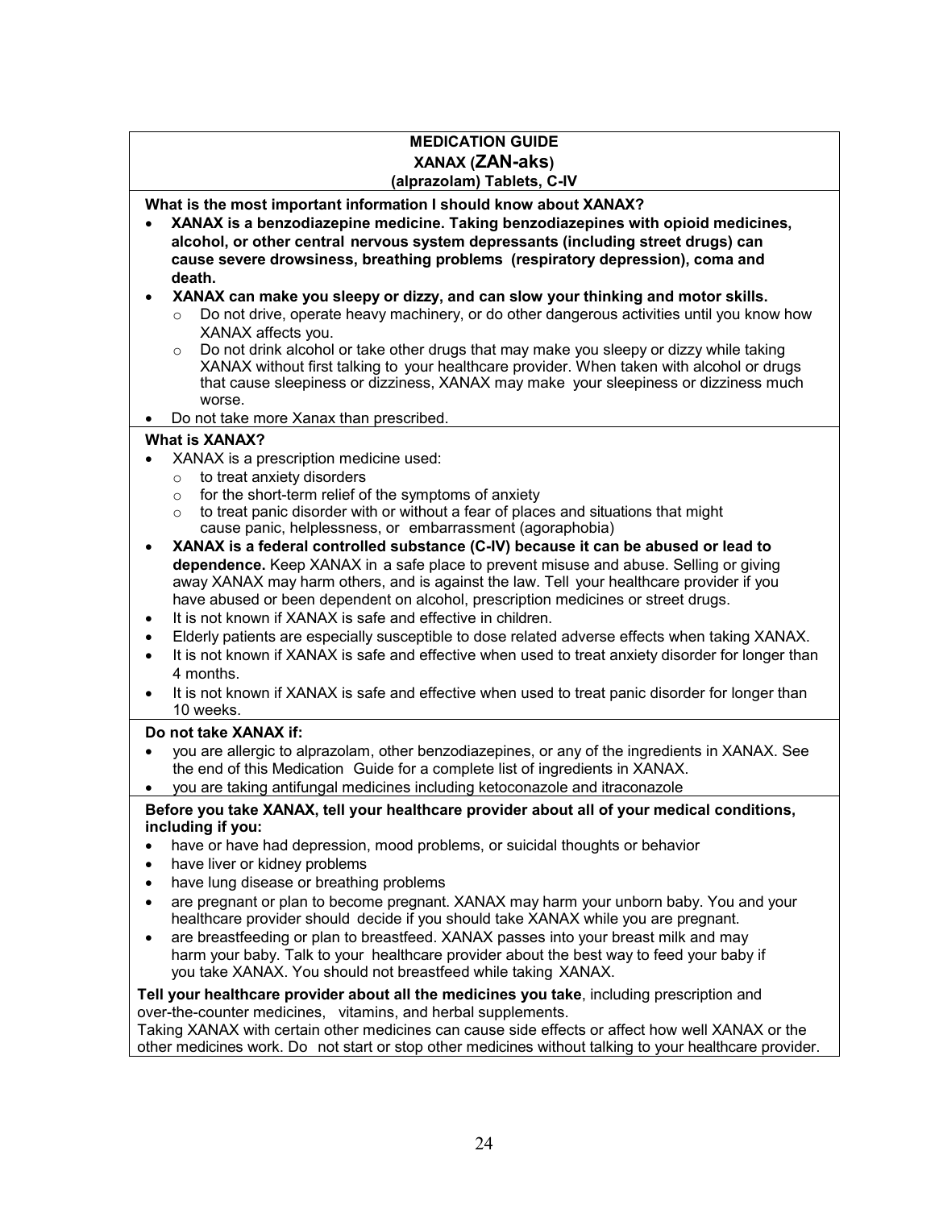**MEDICATION GUIDE**
**XANAX (ZAN-aks)**
**(alprazolam) Tablets, C-IV**

**What is the most important information I should know about XANAX?**

- **XANAX is a benzodiazepine medicine. Taking benzodiazepines with opioid medicines, alcohol, or other central nervous system depressants (including street drugs) can cause severe drowsiness, breathing problems (respiratory depression), coma and death.**
- **XANAX can make you sleepy or dizzy, and can slow your thinking and motor skills.**
  - Do not drive, operate heavy machinery, or do other dangerous activities until you know how XANAX affects you.
  - Do not drink alcohol or take other drugs that may make you sleepy or dizzy while taking XANAX without first talking to your healthcare provider. When taken with alcohol or drugs that cause sleepiness or dizziness, XANAX may make your sleepiness or dizziness much worse.
- Do not take more Xanax than prescribed.

**What is XANAX?**

- XANAX is a prescription medicine used:
  - to treat anxiety disorders
  - for the short-term relief of the symptoms of anxiety
  - to treat panic disorder with or without a fear of places and situations that might cause panic, helplessness, or embarrassment (agoraphobia)
- **XANAX is a federal controlled substance (C-IV) because it can be abused or lead to dependence.** Keep XANAX in a safe place to prevent misuse and abuse. Selling or giving away XANAX may harm others, and is against the law. Tell your healthcare provider if you have abused or been dependent on alcohol, prescription medicines or street drugs.
- It is not known if XANAX is safe and effective in children.
- Elderly patients are especially susceptible to dose related adverse effects when taking XANAX.
- It is not known if XANAX is safe and effective when used to treat anxiety disorder for longer than 4 months.
- It is not known if XANAX is safe and effective when used to treat panic disorder for longer than 10 weeks.

**Do not take XANAX if:**

- you are allergic to alprazolam, other benzodiazepines, or any of the ingredients in XANAX. See the end of this Medication Guide for a complete list of ingredients in XANAX.
- you are taking antifungal medicines including ketoconazole and itraconazole

**Before you take XANAX, tell your healthcare provider about all of your medical conditions, including if you:**

- have or have had depression, mood problems, or suicidal thoughts or behavior
- have liver or kidney problems
- have lung disease or breathing problems
- are pregnant or plan to become pregnant. XANAX may harm your unborn baby. You and your healthcare provider should decide if you should take XANAX while you are pregnant.
- are breastfeeding or plan to breastfeed. XANAX passes into your breast milk and may harm your baby. Talk to your healthcare provider about the best way to feed your baby if you take XANAX. You should not breastfeed while taking XANAX.

**Tell your healthcare provider about all the medicines you take**, including prescription and over-the-counter medicines, vitamins, and herbal supplements.

Taking XANAX with certain other medicines can cause side effects or affect how well XANAX or the other medicines work. Do not start or stop other medicines without talking to your healthcare provider.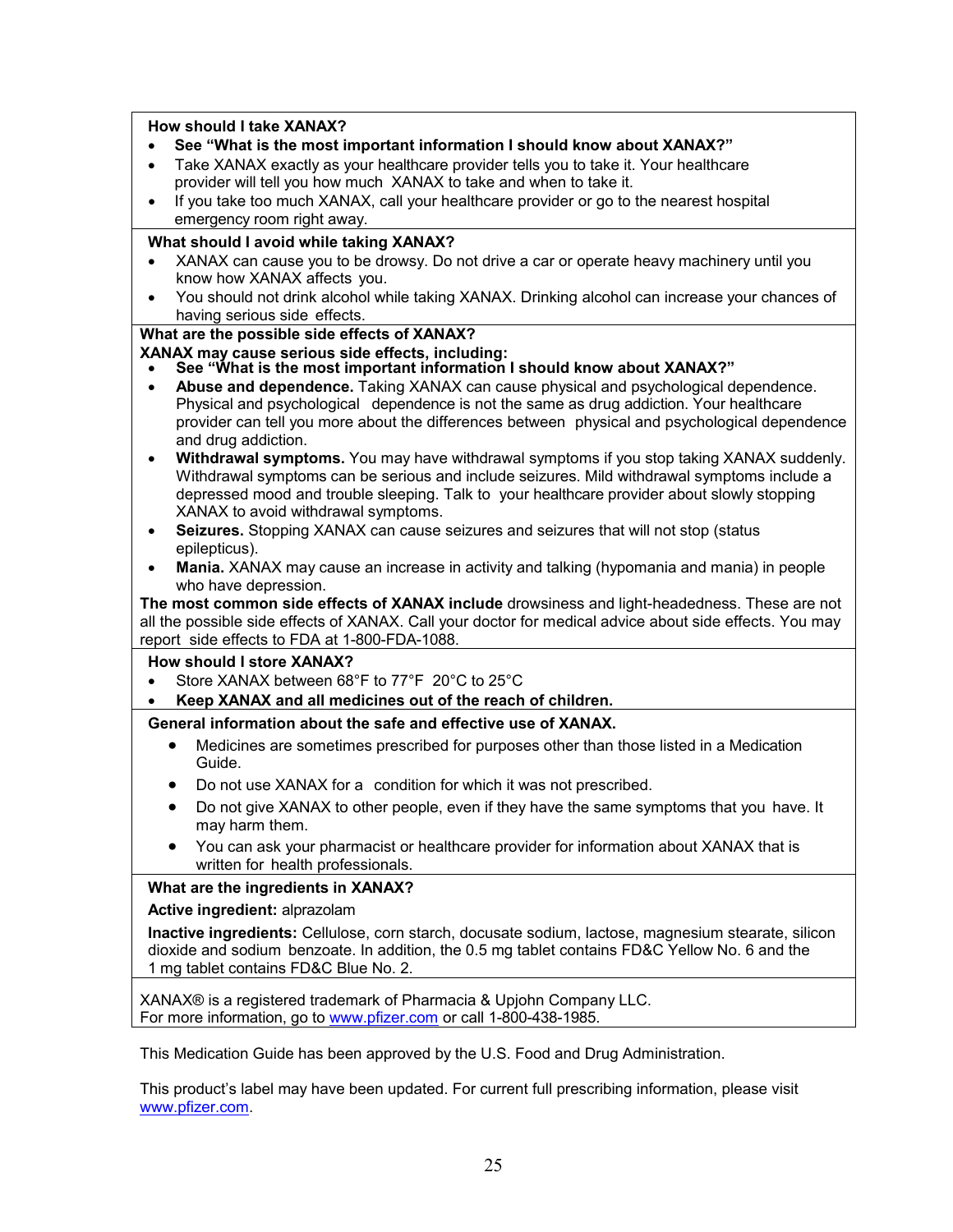**How should I take XANAX?**

- **See "What is the most important information I should know about XANAX?"**
- Take XANAX exactly as your healthcare provider tells you to take it. Your healthcare provider will tell you how much XANAX to take and when to take it.
- If you take too much XANAX, call your healthcare provider or go to the nearest hospital emergency room right away.

**What should I avoid while taking XANAX?**

- XANAX can cause you to be drowsy. Do not drive a car or operate heavy machinery until you know how XANAX affects you.
- You should not drink alcohol while taking XANAX. Drinking alcohol can increase your chances of having serious side effects.

**What are the possible side effects of XANAX?**

**XANAX may cause serious side effects, including:**

- **See "What is the most important information I should know about XANAX?"**
- **Abuse and dependence.** Taking XANAX can cause physical and psychological dependence. Physical and psychological dependence is not the same as drug addiction. Your healthcare provider can tell you more about the differences between physical and psychological dependence and drug addiction.
- **Withdrawal symptoms.** You may have withdrawal symptoms if you stop taking XANAX suddenly. Withdrawal symptoms can be serious and include seizures. Mild withdrawal symptoms include a depressed mood and trouble sleeping. Talk to your healthcare provider about slowly stopping XANAX to avoid withdrawal symptoms.
- **Seizures.** Stopping XANAX can cause seizures and seizures that will not stop (status epilepticus).
- **Mania.** XANAX may cause an increase in activity and talking (hypomania and mania) in people who have depression.

**The most common side effects of XANAX include** drowsiness and light-headedness. These are not all the possible side effects of XANAX. Call your doctor for medical advice about side effects. You may report side effects to FDA at 1-800-FDA-1088.

**How should I store XANAX?**

- Store XANAX between 68°F to 77°F 20°C to 25°C
- **Keep XANAX and all medicines out of the reach of children.**

**General information about the safe and effective use of XANAX.**

- Medicines are sometimes prescribed for purposes other than those listed in a Medication Guide.
- Do not use XANAX for a condition for which it was not prescribed.
- Do not give XANAX to other people, even if they have the same symptoms that you have. It may harm them.
- You can ask your pharmacist or healthcare provider for information about XANAX that is written for health professionals.

**What are the ingredients in XANAX?**

**Active ingredient:** alprazolam

**Inactive ingredients:** Cellulose, corn starch, docusate sodium, lactose, magnesium stearate, silicon dioxide and sodium benzoate. In addition, the 0.5 mg tablet contains FD&C Yellow No. 6 and the 1 mg tablet contains FD&C Blue No. 2.

XANAX® is a registered trademark of Pharmacia & Upjohn Company LLC.
For more information, go to www.pfizer.com or call 1-800-438-1985.

This Medication Guide has been approved by the U.S. Food and Drug Administration.

This product's label may have been updated. For current full prescribing information, please visit www.pfizer.com.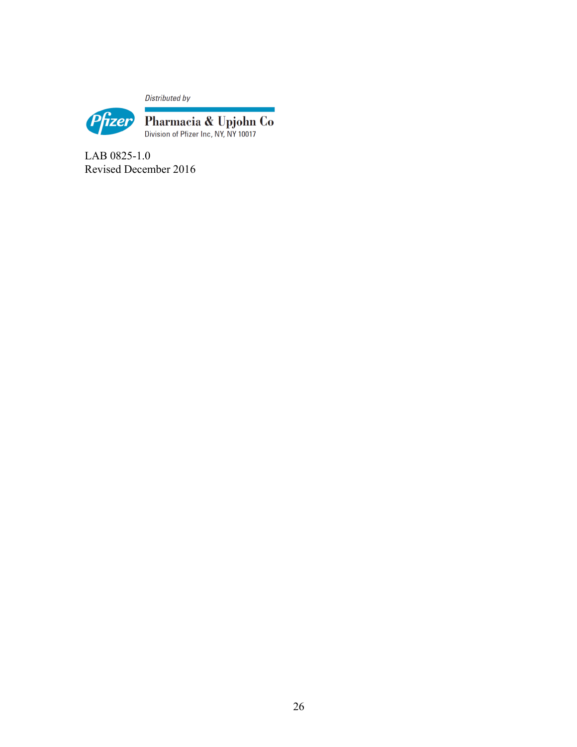Distributed by

Pfizer

**Pharmacia & Upjohn Co**
Division of Pfizer Inc, NY, NY 10017

LAB 0825-1.0
Revised December 2016